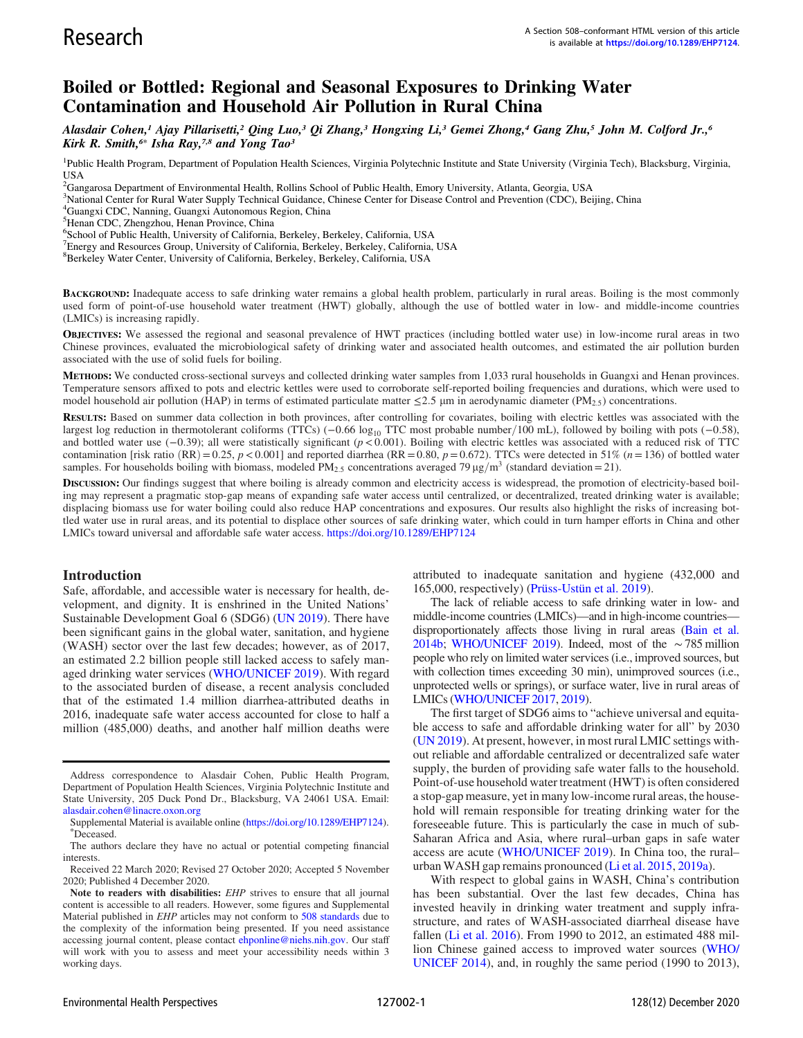Research

A Section 508–conformant HTML version of this article is available at https://doi.org/10.1289/EHP7124.

# Boiled or Bottled: Regional and Seasonal Exposures to Drinking Water Contamination and Household Air Pollution in Rural China

*Alasdair Cohen,[1] Ajay Pillarisetti,[2] Qing Luo,[3] Qi Zhang,[3] Hongxing Li,[3] Gemei Zhong,[4] Gang Zhu,[5] John M. Colford Jr.,[6] Kirk R. Smith,[6*] Isha Ray,[7,8] and Yong Tao[3]*

[1]Public Health Program, Department of Population Health Sciences, Virginia Polytechnic Institute and State University (Virginia Tech), Blacksburg, Virginia, USA
[2]Gangarosa Department of Environmental Health, Rollins School of Public Health, Emory University, Atlanta, Georgia, USA
[3]National Center for Rural Water Supply Technical Guidance, Chinese Center for Disease Control and Prevention (CDC), Beijing, China
[4]Guangxi CDC, Nanning, Guangxi Autonomous Region, China
[5]Henan CDC, Zhengzhou, Henan Province, China
[6]School of Public Health, University of California, Berkeley, Berkeley, California, USA
[7]Energy and Resources Group, University of California, Berkeley, Berkeley, California, USA
[8]Berkeley Water Center, University of California, Berkeley, Berkeley, California, USA

**Background:** Inadequate access to safe drinking water remains a global health problem, particularly in rural areas. Boiling is the most commonly used form of point-of-use household water treatment (HWT) globally, although the use of bottled water in low- and middle-income countries (LMICs) is increasing rapidly.

**Objectives:** We assessed the regional and seasonal prevalence of HWT practices (including bottled water use) in low-income rural areas in two Chinese provinces, evaluated the microbiological safety of drinking water and associated health outcomes, and estimated the air pollution burden associated with the use of solid fuels for boiling.

**Methods:** We conducted cross-sectional surveys and collected drinking water samples from 1,033 rural households in Guangxi and Henan provinces. Temperature sensors affixed to pots and electric kettles were used to corroborate self-reported boiling frequencies and durations, which were used to model household air pollution (HAP) in terms of estimated particulate matter $\leq 2.5$ μm in aerodynamic diameter ($PM_{2.5}$) concentrations.

**Results:** Based on summer data collection in both provinces, after controlling for covariates, boiling with electric kettles was associated with the largest log reduction in thermotolerant coliforms (TTCs) ($-0.66$ $\log_{10}$ TTC most probable number/100 mL), followed by boiling with pots ($-0.58$), and bottled water use ($-0.39$); all were statistically significant ($p < 0.001$). Boiling with electric kettles was associated with a reduced risk of TTC contamination [risk ratio (RR) $= 0.25$, $p < 0.001$] and reported diarrhea (RR $= 0.80$, $p = 0.672$). TTCs were detected in 51% ($n = 136$) of bottled water samples. For households boiling with biomass, modeled $PM_{2.5}$ concentrations averaged 79 μg/m$^3$ (standard deviation $= 21$).

**Discussion:** Our findings suggest that where boiling is already common and electricity access is widespread, the promotion of electricity-based boiling may represent a pragmatic stop-gap means of expanding safe water access until centralized, or decentralized, treated drinking water is available; displacing biomass use for boiling could also reduce HAP concentrations and exposures. Our results also highlight the risks of increasing bottled water use in rural areas, and its potential to displace other sources of safe drinking water, which could in turn hamper efforts in China and other LMICs toward universal and affordable safe water access. https://doi.org/10.1289/EHP7124

## Introduction

Safe, affordable, and accessible water is necessary for health, development, and dignity. It is enshrined in the United Nations' Sustainable Development Goal 6 (SDG6) (UN 2019). There have been significant gains in the global water, sanitation, and hygiene (WASH) sector over the last few decades; however, as of 2017, an estimated 2.2 billion people still lacked access to safely managed drinking water services (WHO/UNICEF 2019). With regard to the associated burden of disease, a recent analysis concluded that of the estimated 1.4 million diarrhea-attributed deaths in 2016, inadequate safe water access accounted for close to half a million (485,000) deaths, and another half million deaths were attributed to inadequate sanitation and hygiene (432,000 and 165,000, respectively) (Prüss-Ustün et al. 2019).

The lack of reliable access to safe drinking water in low- and middle-income countries (LMICs)—and in high-income countries—disproportionately affects those living in rural areas (Bain et al. 2014b; WHO/UNICEF 2019). Indeed, most of the ~785 million people who rely on limited water services (i.e., improved sources, but with collection times exceeding 30 min), unimproved sources (i.e., unprotected wells or springs), or surface water, live in rural areas of LMICs (WHO/UNICEF 2017, 2019).

The first target of SDG6 aims to "achieve universal and equitable access to safe and affordable drinking water for all" by 2030 (UN 2019). At present, however, in most rural LMIC settings without reliable and affordable centralized or decentralized safe water supply, the burden of providing safe water falls to the household. Point-of-use household water treatment (HWT) is often considered a stop-gap measure, yet in many low-income rural areas, the household will remain responsible for treating drinking water for the foreseeable future. This is particularly the case in much of sub-Saharan Africa and Asia, where rural–urban gaps in safe water access are acute (WHO/UNICEF 2019). In China too, the rural–urban WASH gap remains pronounced (Li et al. 2015, 2019a).

With respect to global gains in WASH, China's contribution has been substantial. Over the last few decades, China has invested heavily in drinking water treatment and supply infrastructure, and rates of WASH-associated diarrheal disease have fallen (Li et al. 2016). From 1990 to 2012, an estimated 488 million Chinese gained access to improved water sources (WHO/UNICEF 2014), and, in roughly the same period (1990 to 2013),

---

Address correspondence to Alasdair Cohen, Public Health Program, Department of Population Health Sciences, Virginia Polytechnic Institute and State University, 205 Duck Pond Dr., Blacksburg, VA 24061 USA. Email: alasdair.cohen@linacre.oxon.org

Supplemental Material is available online (https://doi.org/10.1289/EHP7124).
*Deceased.

The authors declare they have no actual or potential competing financial interests.

Received 22 March 2020; Revised 27 October 2020; Accepted 5 November 2020; Published 4 December 2020.

**Note to readers with disabilities:** *EHP* strives to ensure that all journal content is accessible to all readers. However, some figures and Supplemental Material published in *EHP* articles may not conform to 508 standards due to the complexity of the information being presented. If you need assistance accessing journal content, please contact ehponline@niehs.nih.gov. Our staff will work with you to assess and meet your accessibility needs within 3 working days.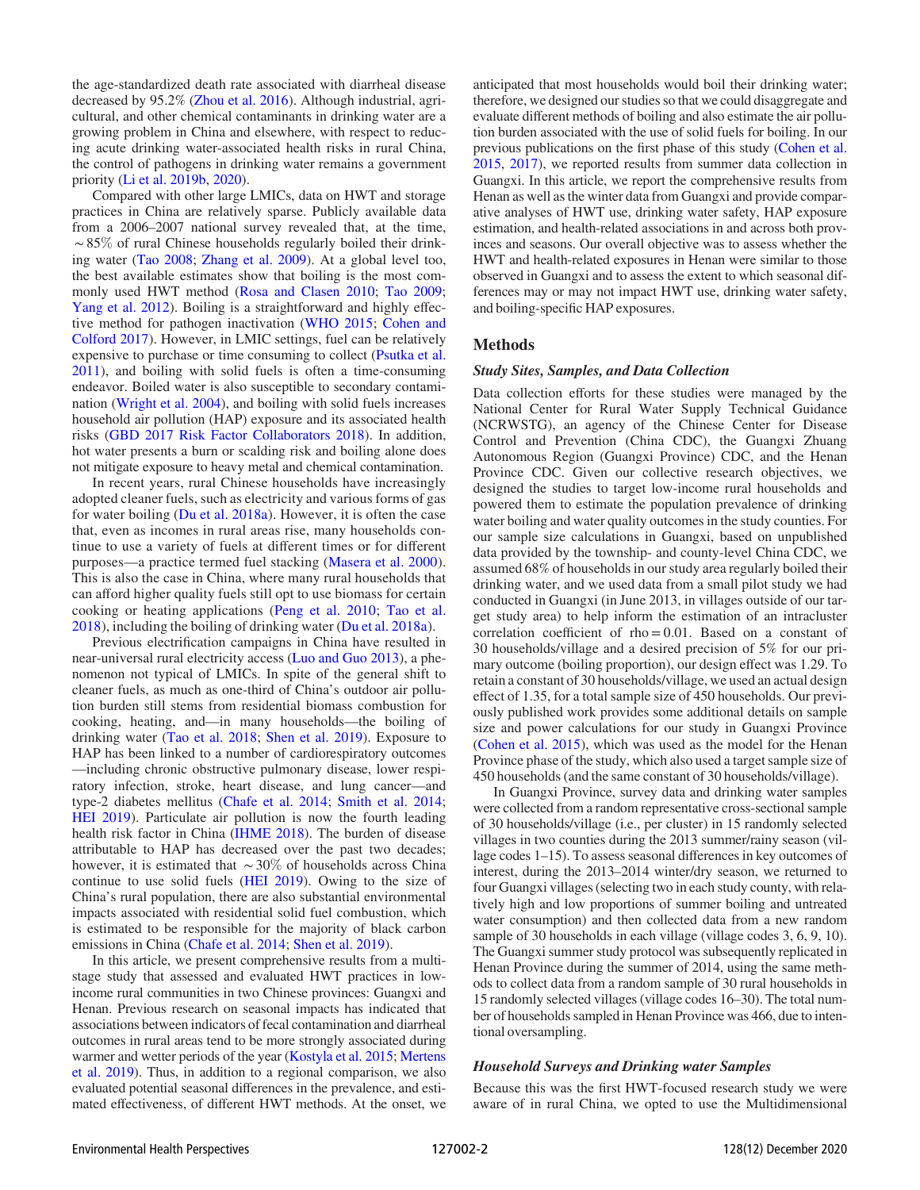the age-standardized death rate associated with diarrheal disease decreased by 95.2% (Zhou et al. 2016). Although industrial, agricultural, and other chemical contaminants in drinking water are a growing problem in China and elsewhere, with respect to reducing acute drinking water-associated health risks in rural China, the control of pathogens in drinking water remains a government priority (Li et al. 2019b, 2020).

Compared with other large LMICs, data on HWT and storage practices in China are relatively sparse. Publicly available data from a 2006–2007 national survey revealed that, at the time, ~85% of rural Chinese households regularly boiled their drinking water (Tao 2008; Zhang et al. 2009). At a global level too, the best available estimates show that boiling is the most commonly used HWT method (Rosa and Clasen 2010; Tao 2009; Yang et al. 2012). Boiling is a straightforward and highly effective method for pathogen inactivation (WHO 2015; Cohen and Colford 2017). However, in LMIC settings, fuel can be relatively expensive to purchase or time consuming to collect (Psutka et al. 2011), and boiling with solid fuels is often a time-consuming endeavor. Boiled water is also susceptible to secondary contamination (Wright et al. 2004), and boiling with solid fuels increases household air pollution (HAP) exposure and its associated health risks (GBD 2017 Risk Factor Collaborators 2018). In addition, hot water presents a burn or scalding risk and boiling alone does not mitigate exposure to heavy metal and chemical contamination.

In recent years, rural Chinese households have increasingly adopted cleaner fuels, such as electricity and various forms of gas for water boiling (Du et al. 2018a). However, it is often the case that, even as incomes in rural areas rise, many households continue to use a variety of fuels at different times or for different purposes—a practice termed fuel stacking (Masera et al. 2000). This is also the case in China, where many rural households that can afford higher quality fuels still opt to use biomass for certain cooking or heating applications (Peng et al. 2010; Tao et al. 2018), including the boiling of drinking water (Du et al. 2018a).

Previous electrification campaigns in China have resulted in near-universal rural electricity access (Luo and Guo 2013), a phenomenon not typical of LMICs. In spite of the general shift to cleaner fuels, as much as one-third of China's outdoor air pollution burden still stems from residential biomass combustion for cooking, heating, and—in many households—the boiling of drinking water (Tao et al. 2018; Shen et al. 2019). Exposure to HAP has been linked to a number of cardiorespiratory outcomes—including chronic obstructive pulmonary disease, lower respiratory infection, stroke, heart disease, and lung cancer—and type-2 diabetes mellitus (Chafe et al. 2014; Smith et al. 2014; HEI 2019). Particulate air pollution is now the fourth leading health risk factor in China (IHME 2018). The burden of disease attributable to HAP has decreased over the past two decades; however, it is estimated that ~30% of households across China continue to use solid fuels (HEI 2019). Owing to the size of China's rural population, there are also substantial environmental impacts associated with residential solid fuel combustion, which is estimated to be responsible for the majority of black carbon emissions in China (Chafe et al. 2014; Shen et al. 2019).

In this article, we present comprehensive results from a multistage study that assessed and evaluated HWT practices in low-income rural communities in two Chinese provinces: Guangxi and Henan. Previous research on seasonal impacts has indicated that associations between indicators of fecal contamination and diarrheal outcomes in rural areas tend to be more strongly associated during warmer and wetter periods of the year (Kostyla et al. 2015; Mertens et al. 2019). Thus, in addition to a regional comparison, we also evaluated potential seasonal differences in the prevalence, and estimated effectiveness, of different HWT methods. At the onset, we anticipated that most households would boil their drinking water; therefore, we designed our studies so that we could disaggregate and evaluate different methods of boiling and also estimate the air pollution burden associated with the use of solid fuels for boiling. In our previous publications on the first phase of this study (Cohen et al. 2015, 2017), we reported results from summer data collection in Guangxi. In this article, we report the comprehensive results from Henan as well as the winter data from Guangxi and provide comparative analyses of HWT use, drinking water safety, HAP exposure estimation, and health-related associations in and across both provinces and seasons. Our overall objective was to assess whether the HWT and health-related exposures in Henan were similar to those observed in Guangxi and to assess the extent to which seasonal differences may or may not impact HWT use, drinking water safety, and boiling-specific HAP exposures.

## Methods

### *Study Sites, Samples, and Data Collection*

Data collection efforts for these studies were managed by the National Center for Rural Water Supply Technical Guidance (NCRWSTG), an agency of the Chinese Center for Disease Control and Prevention (China CDC), the Guangxi Zhuang Autonomous Region (Guangxi Province) CDC, and the Henan Province CDC. Given our collective research objectives, we designed the studies to target low-income rural households and powered them to estimate the population prevalence of drinking water boiling and water quality outcomes in the study counties. For our sample size calculations in Guangxi, based on unpublished data provided by the township- and county-level China CDC, we assumed 68% of households in our study area regularly boiled their drinking water, and we used data from a small pilot study we had conducted in Guangxi (in June 2013, in villages outside of our target study area) to help inform the estimation of an intracluster correlation coefficient of rho = 0.01. Based on a constant of 30 households/village and a desired precision of 5% for our primary outcome (boiling proportion), our design effect was 1.29. To retain a constant of 30 households/village, we used an actual design effect of 1.35, for a total sample size of 450 households. Our previously published work provides some additional details on sample size and power calculations for our study in Guangxi Province (Cohen et al. 2015), which was used as the model for the Henan Province phase of the study, which also used a target sample size of 450 households (and the same constant of 30 households/village).

In Guangxi Province, survey data and drinking water samples were collected from a random representative cross-sectional sample of 30 households/village (i.e., per cluster) in 15 randomly selected villages in two counties during the 2013 summer/rainy season (village codes 1–15). To assess seasonal differences in key outcomes of interest, during the 2013–2014 winter/dry season, we returned to four Guangxi villages (selecting two in each study county, with relatively high and low proportions of summer boiling and untreated water consumption) and then collected data from a new random sample of 30 households in each village (village codes 3, 6, 9, 10). The Guangxi summer study protocol was subsequently replicated in Henan Province during the summer of 2014, using the same methods to collect data from a random sample of 30 rural households in 15 randomly selected villages (village codes 16–30). The total number of households sampled in Henan Province was 466, due to intentional oversampling.

### *Household Surveys and Drinking water Samples*

Because this was the first HWT-focused research study we were aware of in rural China, we opted to use the Multidimensional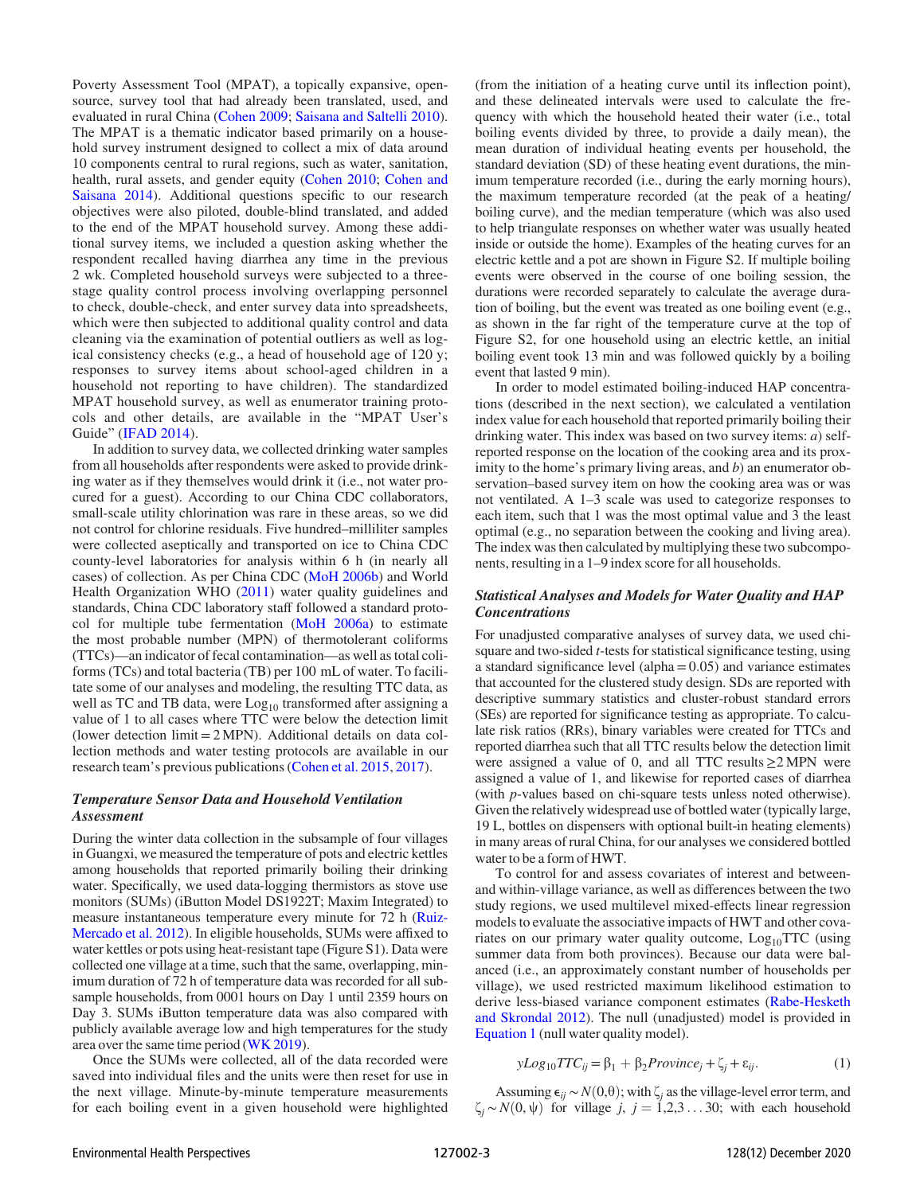Poverty Assessment Tool (MPAT), a topically expansive, open-source, survey tool that had already been translated, used, and evaluated in rural China (Cohen 2009; Saisana and Saltelli 2010). The MPAT is a thematic indicator based primarily on a household survey instrument designed to collect a mix of data around 10 components central to rural regions, such as water, sanitation, health, rural assets, and gender equity (Cohen 2010; Cohen and Saisana 2014). Additional questions specific to our research objectives were also piloted, double-blind translated, and added to the end of the MPAT household survey. Among these additional survey items, we included a question asking whether the respondent recalled having diarrhea any time in the previous 2 wk. Completed household surveys were subjected to a three-stage quality control process involving overlapping personnel to check, double-check, and enter survey data into spreadsheets, which were then subjected to additional quality control and data cleaning via the examination of potential outliers as well as logical consistency checks (e.g., a head of household age of 120 y; responses to survey items about school-aged children in a household not reporting to have children). The standardized MPAT household survey, as well as enumerator training protocols and other details, are available in the "MPAT User's Guide" (IFAD 2014).

In addition to survey data, we collected drinking water samples from all households after respondents were asked to provide drinking water as if they themselves would drink it (i.e., not water procured for a guest). According to our China CDC collaborators, small-scale utility chlorination was rare in these areas, so we did not control for chlorine residuals. Five hundred–milliliter samples were collected aseptically and transported on ice to China CDC county-level laboratories for analysis within 6 h (in nearly all cases) of collection. As per China CDC (MoH 2006b) and World Health Organization WHO (2011) water quality guidelines and standards, China CDC laboratory staff followed a standard protocol for multiple tube fermentation (MoH 2006a) to estimate the most probable number (MPN) of thermotolerant coliforms (TTCs)—an indicator of fecal contamination—as well as total coliforms (TCs) and total bacteria (TB) per 100 mL of water. To facilitate some of our analyses and modeling, the resulting TTC data, as well as TC and TB data, were $Log_{10}$ transformed after assigning a value of 1 to all cases where TTC were below the detection limit (lower detection limit = 2 MPN). Additional details on data collection methods and water testing protocols are available in our research team's previous publications (Cohen et al. 2015, 2017).

### *Temperature Sensor Data and Household Ventilation Assessment*

During the winter data collection in the subsample of four villages in Guangxi, we measured the temperature of pots and electric kettles among households that reported primarily boiling their drinking water. Specifically, we used data-logging thermistors as stove use monitors (SUMs) (iButton Model DS1922T; Maxim Integrated) to measure instantaneous temperature every minute for 72 h (Ruiz-Mercado et al. 2012). In eligible households, SUMs were affixed to water kettles or pots using heat-resistant tape (Figure S1). Data were collected one village at a time, such that the same, overlapping, minimum duration of 72 h of temperature data was recorded for all subsample households, from 0001 hours on Day 1 until 2359 hours on Day 3. SUMs iButton temperature data was also compared with publicly available average low and high temperatures for the study area over the same time period (WK 2019).

Once the SUMs were collected, all of the data recorded were saved into individual files and the units were then reset for use in the next village. Minute-by-minute temperature measurements for each boiling event in a given household were highlighted (from the initiation of a heating curve until its inflection point), and these delineated intervals were used to calculate the frequency with which the household heated their water (i.e., total boiling events divided by three, to provide a daily mean), the mean duration of individual heating events per household, the standard deviation (SD) of these heating event durations, the minimum temperature recorded (i.e., during the early morning hours), the maximum temperature recorded (at the peak of a heating/boiling curve), and the median temperature (which was also used to help triangulate responses on whether water was usually heated inside or outside the home). Examples of the heating curves for an electric kettle and a pot are shown in Figure S2. If multiple boiling events were observed in the course of one boiling session, the durations were recorded separately to calculate the average duration of boiling, but the event was treated as one boiling event (e.g., as shown in the far right of the temperature curve at the top of Figure S2, for one household using an electric kettle, an initial boiling event took 13 min and was followed quickly by a boiling event that lasted 9 min).

In order to model estimated boiling-induced HAP concentrations (described in the next section), we calculated a ventilation index value for each household that reported primarily boiling their drinking water. This index was based on two survey items: *a*) self-reported response on the location of the cooking area and its proximity to the home's primary living areas, and *b*) an enumerator observation–based survey item on how the cooking area was or was not ventilated. A 1–3 scale was used to categorize responses to each item, such that 1 was the most optimal value and 3 the least optimal (e.g., no separation between the cooking and living area). The index was then calculated by multiplying these two subcomponents, resulting in a 1–9 index score for all households.

### *Statistical Analyses and Models for Water Quality and HAP Concentrations*

For unadjusted comparative analyses of survey data, we used chi-square and two-sided *t*-tests for statistical significance testing, using a standard significance level (alpha = 0.05) and variance estimates that accounted for the clustered study design. SDs are reported with descriptive summary statistics and cluster-robust standard errors (SEs) are reported for significance testing as appropriate. To calculate risk ratios (RRs), binary variables were created for TTCs and reported diarrhea such that all TTC results below the detection limit were assigned a value of 0, and all TTC results $\geq 2$ MPN were assigned a value of 1, and likewise for reported cases of diarrhea (with *p*-values based on chi-square tests unless noted otherwise). Given the relatively widespread use of bottled water (typically large, 19 L, bottles on dispensers with optional built-in heating elements) in many areas of rural China, for our analyses we considered bottled water to be a form of HWT.

To control for and assess covariates of interest and between- and within-village variance, as well as differences between the two study regions, we used multilevel mixed-effects linear regression models to evaluate the associative impacts of HWT and other covariates on our primary water quality outcome, $Log_{10}TTC$ (using summer data from both provinces). Because our data were balanced (i.e., an approximately constant number of households per village), we used restricted maximum likelihood estimation to derive less-biased variance component estimates (Rabe-Hesketh and Skrondal 2012). The null (unadjusted) model is provided in Equation 1 (null water quality model).

$$yLog_{10}TTC_{ij} = \beta_1 + \beta_2 Province_j + \zeta_j + \epsilon_{ij}. \quad (1)$$

Assuming $\epsilon_{ij} \sim N(0,\theta)$; with $\zeta_j$ as the village-level error term, and $\zeta_j \sim N(0,\psi)$ for village $j$, $j = 1,2,3 \ldots 30$; with each household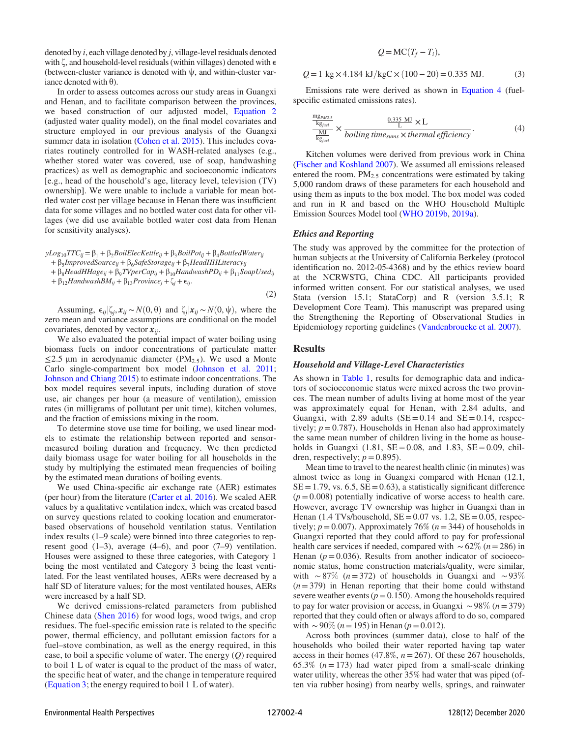denoted by $i$, each village denoted by $j$, village-level residuals denoted with $\zeta$, and household-level residuals (within villages) denoted with $\epsilon$ (between-cluster variance is denoted with $\psi$, and within-cluster variance denoted with $\theta$).

In order to assess outcomes across our study areas in Guangxi and Henan, and to facilitate comparison between the provinces, we based construction of our adjusted model, Equation 2 (adjusted water quality model), on the final model covariates and structure employed in our previous analysis of the Guangxi summer data in isolation (Cohen et al. 2015). This includes covariates routinely controlled for in WASH-related analyses (e.g., whether stored water was covered, use of soap, handwashing practices) as well as demographic and socioeconomic indicators [e.g., head of the household's age, literacy level, television (TV) ownership]. We were unable to include a variable for mean bottled water cost per village because in Henan there was insufficient data for some villages and no bottled water cost data for other villages (we did use available bottled water cost data from Henan for sensitivity analyses).

$$
\begin{aligned}
yLog_{10}TTC_{ij} &= \beta_1 + \beta_2 BoilElecKettle_{ij} + \beta_3 BoilPot_{ij} + \beta_4 BottledWater_{ij} \\
&+ \beta_5 ImprovedSource_{ij} + \beta_6 SafeStorage_{ij} + \beta_7 HeadHHLiteracy_{ij} \\
&+ \beta_8 HeadHHage_{ij} + \beta_9 TVperCap_{ij} + \beta_{10} HandwashPD_{ij} + \beta_{11} SoapUsed_{ij} \\
&+ \beta_{12} HandwashBM_{ij} + \beta_{13} Province_j + \zeta_j + \epsilon_{ij}.
\end{aligned}
\tag{2}
$$

Assuming, $\epsilon_{ij}|\zeta_j, \boldsymbol{x}_{ij} \sim N(0,\theta)$ and $\zeta_j|\boldsymbol{x}_{ij} \sim N(0,\psi)$, where the zero mean and variance assumptions are conditional on the model covariates, denoted by vector $\boldsymbol{x}_{ij}$.

We also evaluated the potential impact of water boiling using biomass fuels on indoor concentrations of particulate matter $\leq 2.5$ µm in aerodynamic diameter ($PM_{2.5}$). We used a Monte Carlo single-compartment box model (Johnson et al. 2011; Johnson and Chiang 2015) to estimate indoor concentrations. The box model requires several inputs, including duration of stove use, air changes per hour (a measure of ventilation), emission rates (in milligrams of pollutant per unit time), kitchen volumes, and the fraction of emissions mixing in the room.

To determine stove use time for boiling, we used linear models to estimate the relationship between reported and sensor-measured boiling duration and frequency. We then predicted daily biomass usage for water boiling for all households in the study by multiplying the estimated mean frequencies of boiling by the estimated mean durations of boiling events.

We used China-specific air exchange rate (AER) estimates (per hour) from the literature (Carter et al. 2016). We scaled AER values by a qualitative ventilation index, which was created based on survey questions related to cooking location and enumerator-based observations of household ventilation status. Ventilation index results (1–9 scale) were binned into three categories to represent good (1–3), average (4–6), and poor (7–9) ventilation. Houses were assigned to these three categories, with Category 1 being the most ventilated and Category 3 being the least ventilated. For the least ventilated houses, AERs were decreased by a half SD of literature values; for the most ventilated houses, AERs were increased by a half SD.

We derived emissions-related parameters from published Chinese data (Shen 2016) for wood logs, wood twigs, and crop residues. The fuel-specific emission rate is related to the specific power, thermal efficiency, and pollutant emission factors for a fuel–stove combination, as well as the energy required, in this case, to boil a specific volume of water. The energy ($Q$) required to boil 1 L of water is equal to the product of the mass of water, the specific heat of water, and the change in temperature required (Equation 3; the energy required to boil 1 L of water).

$$
Q = \mathrm{MC}(T_f - T_i),
$$

$$
Q = 1\ \mathrm{kg} \times 4.184\ \mathrm{kJ/kgC} \times (100 - 20) = 0.335\ \mathrm{MJ}. \tag{3}
$$

Emissions rate were derived as shown in Equation 4 (fuel-specific estimated emissions rates).

$$
\frac{\frac{\mathrm{mg}_{PM2.5}}{\mathrm{kg}_{fuel}}}{\frac{\mathrm{MJ}}{\mathrm{kg}_{fuel}}} \times \frac{\frac{0.335\ \mathrm{MJ}}{\mathrm{L}} \times \mathrm{L}}{boiling\ time_{sums} \times thermal\ efficiency}. \tag{4}
$$

Kitchen volumes were derived from previous work in China (Fischer and Koshland 2007). We assumed all emissions released entered the room. $PM_{2.5}$ concentrations were estimated by taking 5,000 random draws of these parameters for each household and using them as inputs to the box model. The box model was coded and run in R and based on the WHO Household Multiple Emission Sources Model tool (WHO 2019b, 2019a).

### Ethics and Reporting

The study was approved by the committee for the protection of human subjects at the University of California Berkeley (protocol identification no. 2012-05-4368) and by the ethics review board at the NCRWSTG, China CDC. All participants provided informed written consent. For our statistical analyses, we used Stata (version 15.1; StataCorp) and R (version 3.5.1; R Development Core Team). This manuscript was prepared using the Strengthening the Reporting of Observational Studies in Epidemiology reporting guidelines (Vandenbroucke et al. 2007).

## Results

### Household and Village-Level Characteristics

As shown in Table 1, results for demographic data and indicators of socioeconomic status were mixed across the two provinces. The mean number of adults living at home most of the year was approximately equal for Henan, with 2.84 adults, and Guangxi, with 2.89 adults (SE = 0.14 and SE = 0.14, respectively; $p = 0.787$). Households in Henan also had approximately the same mean number of children living in the home as households in Guangxi (1.81, SE = 0.08, and 1.83, SE = 0.09, children, respectively; $p = 0.895$).

Mean time to travel to the nearest health clinic (in minutes) was almost twice as long in Guangxi compared with Henan (12.1, SE = 1.79, vs. 6.5, SE = 0.63), a statistically significant difference ($p = 0.008$) potentially indicative of worse access to health care. However, average TV ownership was higher in Guangxi than in Henan (1.4 TVs/household, SE = 0.07 vs. 1.2, SE = 0.05, respectively; $p = 0.007$). Approximately 76% ($n = 344$) of households in Guangxi reported that they could afford to pay for professional health care services if needed, compared with ~62% ($n = 286$) in Henan ($p = 0.036$). Results from another indicator of socioeconomic status, home construction materials/quality, were similar, with ~87% ($n = 372$) of households in Guangxi and ~93% ($n = 379$) in Henan reporting that their home could withstand severe weather events ($p = 0.150$). Among the households required to pay for water provision or access, in Guangxi ~98% ($n = 379$) reported that they could often or always afford to do so, compared with ~90% ($n = 195$) in Henan ($p = 0.012$).

Across both provinces (summer data), close to half of the households who boiled their water reported having tap water access in their homes (47.8%, $n = 267$). Of these 267 households, 65.3% ($n = 173$) had water piped from a small-scale drinking water utility, whereas the other 35% had water that was piped (often via rubber hosing) from nearby wells, springs, and rainwater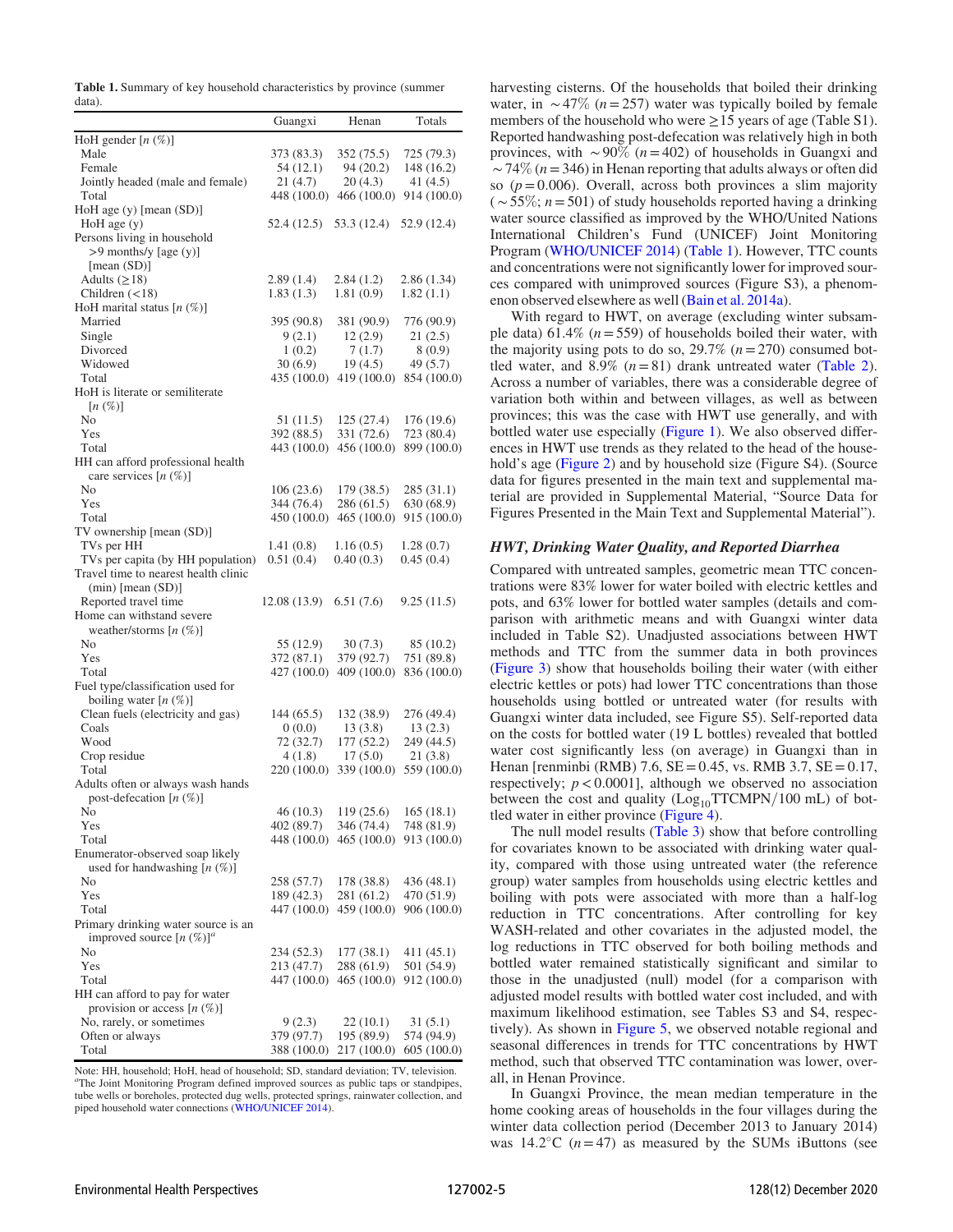**Table 1.** Summary of key household characteristics by province (summer data).

| | Guangxi | Henan | Totals |
|---|---|---|---|
| HoH gender [n (%)] | | | |
| Male | 373 (83.3) | 352 (75.5) | 725 (79.3) |
| Female | 54 (12.1) | 94 (20.2) | 148 (16.2) |
| Jointly headed (male and female) | 21 (4.7) | 20 (4.3) | 41 (4.5) |
| Total | 448 (100.0) | 466 (100.0) | 914 (100.0) |
| HoH age (y) [mean (SD)] | | | |
| HoH age (y) | 52.4 (12.5) | 53.3 (12.4) | 52.9 (12.4) |
| Persons living in household >9 months/y [age (y)] [mean (SD)] | | | |
| Adults (≥18) | 2.89 (1.4) | 2.84 (1.2) | 2.86 (1.34) |
| Children (<18) | 1.83 (1.3) | 1.81 (0.9) | 1.82 (1.1) |
| HoH marital status [n (%)] | | | |
| Married | 395 (90.8) | 381 (90.9) | 776 (90.9) |
| Single | 9 (2.1) | 12 (2.9) | 21 (2.5) |
| Divorced | 1 (0.2) | 7 (1.7) | 8 (0.9) |
| Widowed | 30 (6.9) | 19 (4.5) | 49 (5.7) |
| Total | 435 (100.0) | 419 (100.0) | 854 (100.0) |
| HoH is literate or semiliterate [n (%)] | | | |
| No | 51 (11.5) | 125 (27.4) | 176 (19.6) |
| Yes | 392 (88.5) | 331 (72.6) | 723 (80.4) |
| Total | 443 (100.0) | 456 (100.0) | 899 (100.0) |
| HH can afford professional health care services [n (%)] | | | |
| No | 106 (23.6) | 179 (38.5) | 285 (31.1) |
| Yes | 344 (76.4) | 286 (61.5) | 630 (68.9) |
| Total | 450 (100.0) | 465 (100.0) | 915 (100.0) |
| TV ownership [mean (SD)] | | | |
| TVs per HH | 1.41 (0.8) | 1.16 (0.5) | 1.28 (0.7) |
| TVs per capita (by HH population) | 0.51 (0.4) | 0.40 (0.3) | 0.45 (0.4) |
| Travel time to nearest health clinic (min) [mean (SD)] | | | |
| Reported travel time | 12.08 (13.9) | 6.51 (7.6) | 9.25 (11.5) |
| Home can withstand severe weather/storms [n (%)] | | | |
| No | 55 (12.9) | 30 (7.3) | 85 (10.2) |
| Yes | 372 (87.1) | 379 (92.7) | 751 (89.8) |
| Total | 427 (100.0) | 409 (100.0) | 836 (100.0) |
| Fuel type/classification used for boiling water [n (%)] | | | |
| Clean fuels (electricity and gas) | 144 (65.5) | 132 (38.9) | 276 (49.4) |
| Coals | 0 (0.0) | 13 (3.8) | 13 (2.3) |
| Wood | 72 (32.7) | 177 (52.2) | 249 (44.5) |
| Crop residue | 4 (1.8) | 17 (5.0) | 21 (3.8) |
| Total | 220 (100.0) | 339 (100.0) | 559 (100.0) |
| Adults often or always wash hands post-defecation [n (%)] | | | |
| No | 46 (10.3) | 119 (25.6) | 165 (18.1) |
| Yes | 402 (89.7) | 346 (74.4) | 748 (81.9) |
| Total | 448 (100.0) | 465 (100.0) | 913 (100.0) |
| Enumerator-observed soap likely used for handwashing [n (%)] | | | |
| No | 258 (57.7) | 178 (38.8) | 436 (48.1) |
| Yes | 189 (42.3) | 281 (61.2) | 470 (51.9) |
| Total | 447 (100.0) | 459 (100.0) | 906 (100.0) |
| Primary drinking water source is an improved source [n (%)][a] | | | |
| No | 234 (52.3) | 177 (38.1) | 411 (45.1) |
| Yes | 213 (47.7) | 288 (61.9) | 501 (54.9) |
| Total | 447 (100.0) | 465 (100.0) | 912 (100.0) |
| HH can afford to pay for water provision or access [n (%)] | | | |
| No, rarely, or sometimes | 9 (2.3) | 22 (10.1) | 31 (5.1) |
| Often or always | 379 (97.7) | 195 (89.9) | 574 (94.9) |
| Total | 388 (100.0) | 217 (100.0) | 605 (100.0) |

Note: HH, household; HoH, head of household; SD, standard deviation; TV, television.
[a]The Joint Monitoring Program defined improved sources as public taps or standpipes, tube wells or boreholes, protected dug wells, protected springs, rainwater collection, and piped household water connections (WHO/UNICEF 2014).

harvesting cisterns. Of the households that boiled their drinking water, in ~47% ($n = 257$) water was typically boiled by female members of the household who were ≥15 years of age (Table S1). Reported handwashing post-defecation was relatively high in both provinces, with ~90% ($n = 402$) of households in Guangxi and ~74% ($n = 346$) in Henan reporting that adults always or often did so ($p = 0.006$). Overall, across both provinces a slim majority (~55%; $n = 501$) of study households reported having a drinking water source classified as improved by the WHO/United Nations International Children's Fund (UNICEF) Joint Monitoring Program (WHO/UNICEF 2014) (Table 1). However, TTC counts and concentrations were not significantly lower for improved sources compared with unimproved sources (Figure S3), a phenomenon observed elsewhere as well (Bain et al. 2014a).

With regard to HWT, on average (excluding winter subsample data) 61.4% ($n = 559$) of households boiled their water, with the majority using pots to do so, 29.7% ($n = 270$) consumed bottled water, and 8.9% ($n = 81$) drank untreated water (Table 2). Across a number of variables, there was a considerable degree of variation both within and between villages, as well as between provinces; this was the case with HWT use generally, and with bottled water use especially (Figure 1). We also observed differences in HWT use trends as they related to the head of the household's age (Figure 2) and by household size (Figure S4). (Source data for figures presented in the main text and supplemental material are provided in Supplemental Material, "Source Data for Figures Presented in the Main Text and Supplemental Material").

### HWT, Drinking Water Quality, and Reported Diarrhea

Compared with untreated samples, geometric mean TTC concentrations were 83% lower for water boiled with electric kettles and pots, and 63% lower for bottled water samples (details and comparison with arithmetic means and with Guangxi winter data included in Table S2). Unadjusted associations between HWT methods and TTC from the summer data in both provinces (Figure 3) show that households boiling their water (with either electric kettles or pots) had lower TTC concentrations than those households using bottled or untreated water (for results with Guangxi winter data included, see Figure S5). Self-reported data on the costs for bottled water (19 L bottles) revealed that bottled water cost significantly less (on average) in Guangxi than in Henan [renminbi (RMB) 7.6, SE = 0.45, vs. RMB 3.7, SE = 0.17, respectively; $p < 0.0001$], although we observed no association between the cost and quality ($Log_{10}$TTCMPN/100 mL) of bottled water in either province (Figure 4).

The null model results (Table 3) show that before controlling for covariates known to be associated with drinking water quality, compared with those using untreated water (the reference group) water samples from households using electric kettles and boiling with pots were associated with more than a half-log reduction in TTC concentrations. After controlling for key WASH-related and other covariates in the adjusted model, the log reductions in TTC observed for both boiling methods and bottled water remained statistically significant and similar to those in the unadjusted (null) model (for a comparison with adjusted model results with bottled water cost included, and with maximum likelihood estimation, see Tables S3 and S4, respectively). As shown in Figure 5, we observed notable regional and seasonal differences in trends for TTC concentrations by HWT method, such that observed TTC contamination was lower, overall, in Henan Province.

In Guangxi Province, the mean median temperature in the home cooking areas of households in the four villages during the winter data collection period (December 2013 to January 2014) was 14.2°C ($n = 47$) as measured by the SUMs iButtons (see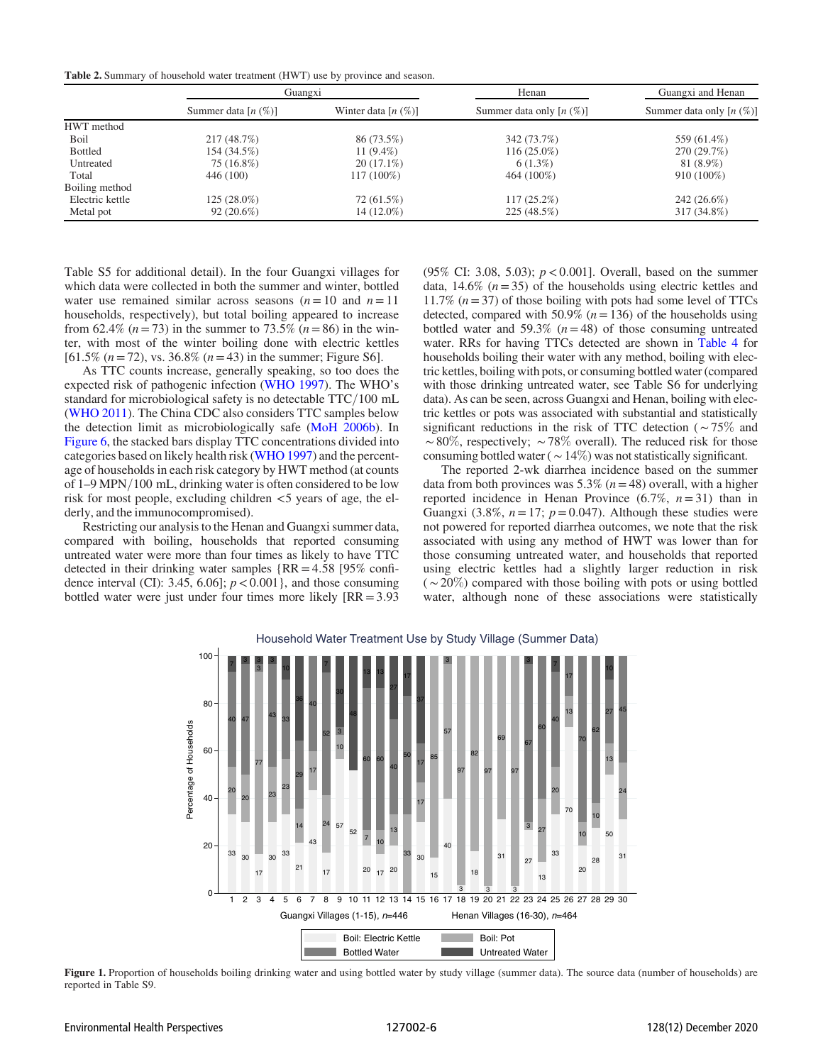**Table 2.** Summary of household water treatment (HWT) use by province and season.

| | Guangxi | | Henan | Guangxi and Henan |
|---|---|---|---|---|
| | Summer data [n (%)] | Winter data [n (%)] | Summer data only [n (%)] | Summer data only [n (%)] |
| HWT method | | | | |
| Boil | 217 (48.7%) | 86 (73.5%) | 342 (73.7%) | 559 (61.4%) |
| Bottled | 154 (34.5%) | 11 (9.4%) | 116 (25.0%) | 270 (29.7%) |
| Untreated | 75 (16.8%) | 20 (17.1%) | 6 (1.3%) | 81 (8.9%) |
| Total | 446 (100) | 117 (100%) | 464 (100%) | 910 (100%) |
| Boiling method | | | | |
| Electric kettle | 125 (28.0%) | 72 (61.5%) | 117 (25.2%) | 242 (26.6%) |
| Metal pot | 92 (20.6%) | 14 (12.0%) | 225 (48.5%) | 317 (34.8%) |

Table S5 for additional detail). In the four Guangxi villages for which data were collected in both the summer and winter, bottled water use remained similar across seasons ($n = 10$ and $n = 11$ households, respectively), but total boiling appeared to increase from 62.4% ($n = 73$) in the summer to 73.5% ($n = 86$) in the winter, with most of the winter boiling done with electric kettles [61.5% ($n = 72$), vs. 36.8% ($n = 43$) in the summer; Figure S6].

As TTC counts increase, generally speaking, so too does the expected risk of pathogenic infection (WHO 1997). The WHO's standard for microbiological safety is no detectable TTC/100 mL (WHO 2011). The China CDC also considers TTC samples below the detection limit as microbiologically safe (MoH 2006b). In Figure 6, the stacked bars display TTC concentrations divided into categories based on likely health risk (WHO 1997) and the percentage of households in each risk category by HWT method (at counts of 1–9 MPN/100 mL, drinking water is often considered to be low risk for most people, excluding children <5 years of age, the elderly, and the immunocompromised).

Restricting our analysis to the Henan and Guangxi summer data, compared with boiling, households that reported consuming untreated water were more than four times as likely to have TTC detected in their drinking water samples {RR = 4.58 [95% confidence interval (CI): 3.45, 6.06]; $p < 0.001$}, and those consuming bottled water were just under four times more likely [RR = 3.93 (95% CI: 3.08, 5.03); $p < 0.001$]. Overall, based on the summer data, 14.6% ($n = 35$) of the households using electric kettles and 11.7% ($n = 37$) of those boiling with pots had some level of TTCs detected, compared with 50.9% ($n = 136$) of the households using bottled water and 59.3% ($n = 48$) of those consuming untreated water. RRs for having TTCs detected are shown in Table 4 for households boiling their water with any method, boiling with electric kettles, boiling with pots, or consuming bottled water (compared with those drinking untreated water, see Table S6 for underlying data). As can be seen, across Guangxi and Henan, boiling with electric kettles or pots was associated with substantial and statistically significant reductions in the risk of TTC detection (~75% and ~80%, respectively; ~78% overall). The reduced risk for those consuming bottled water (~14%) was not statistically significant.

The reported 2-wk diarrhea incidence based on the summer data from both provinces was 5.3% ($n = 48$) overall, with a higher reported incidence in Henan Province (6.7%, $n = 31$) than in Guangxi (3.8%, $n = 17$; $p = 0.047$). Although these studies were not powered for reported diarrhea outcomes, we note that the risk associated with using any method of HWT was lower than for those consuming untreated water, and households that reported using electric kettles had a slightly larger reduction in risk (~20%) compared with those boiling with pots or using bottled water, although none of these associations were statistically

**Figure 1.** Proportion of households boiling drinking water and using bottled water by study village (summer data). The source data (number of households) are reported in Table S9.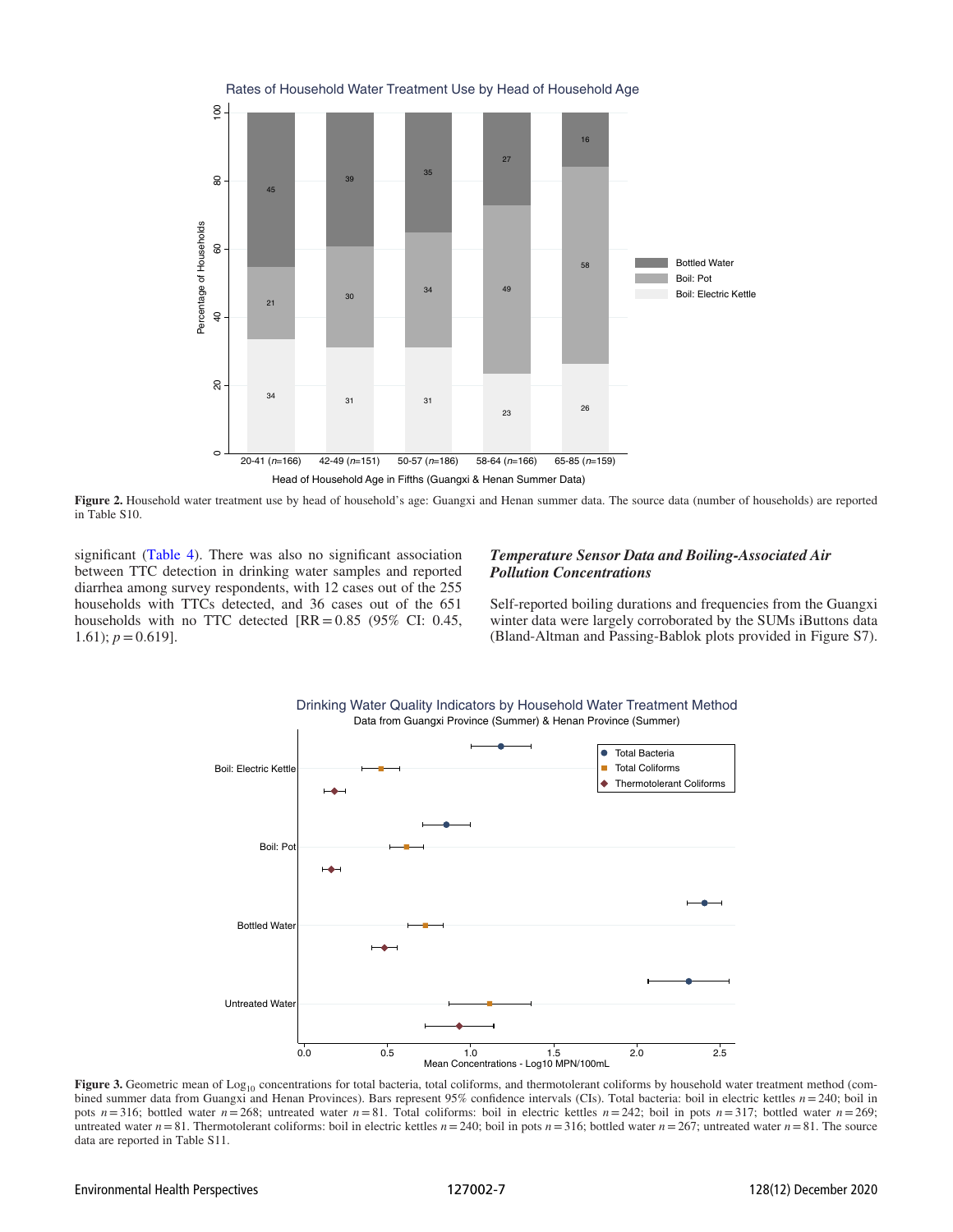**Figure 2.** Household water treatment use by head of household's age: Guangxi and Henan summer data. The source data (number of households) are reported in Table S10.

significant (Table 4). There was also no significant association between TTC detection in drinking water samples and reported diarrhea among survey respondents, with 12 cases out of the 255 households with TTCs detected, and 36 cases out of the 651 households with no TTC detected [RR = 0.85 (95% CI: 0.45, 1.61); $p = 0.619$].

### *Temperature Sensor Data and Boiling-Associated Air Pollution Concentrations*

Self-reported boiling durations and frequencies from the Guangxi winter data were largely corroborated by the SUMs iButtons data (Bland-Altman and Passing-Bablok plots provided in Figure S7).

**Figure 3.** Geometric mean of $Log_{10}$ concentrations for total bacteria, total coliforms, and thermotolerant coliforms by household water treatment method (combined summer data from Guangxi and Henan Provinces). Bars represent 95% confidence intervals (CIs). Total bacteria: boil in electric kettles $n = 240$; boil in pots $n = 316$; bottled water $n = 268$; untreated water $n = 81$. Total coliforms: boil in electric kettles $n = 242$; boil in pots $n = 317$; bottled water $n = 269$; untreated water $n = 81$. Thermotolerant coliforms: boil in electric kettles $n = 240$; boil in pots $n = 316$; bottled water $n = 267$; untreated water $n = 81$. The source data are reported in Table S11.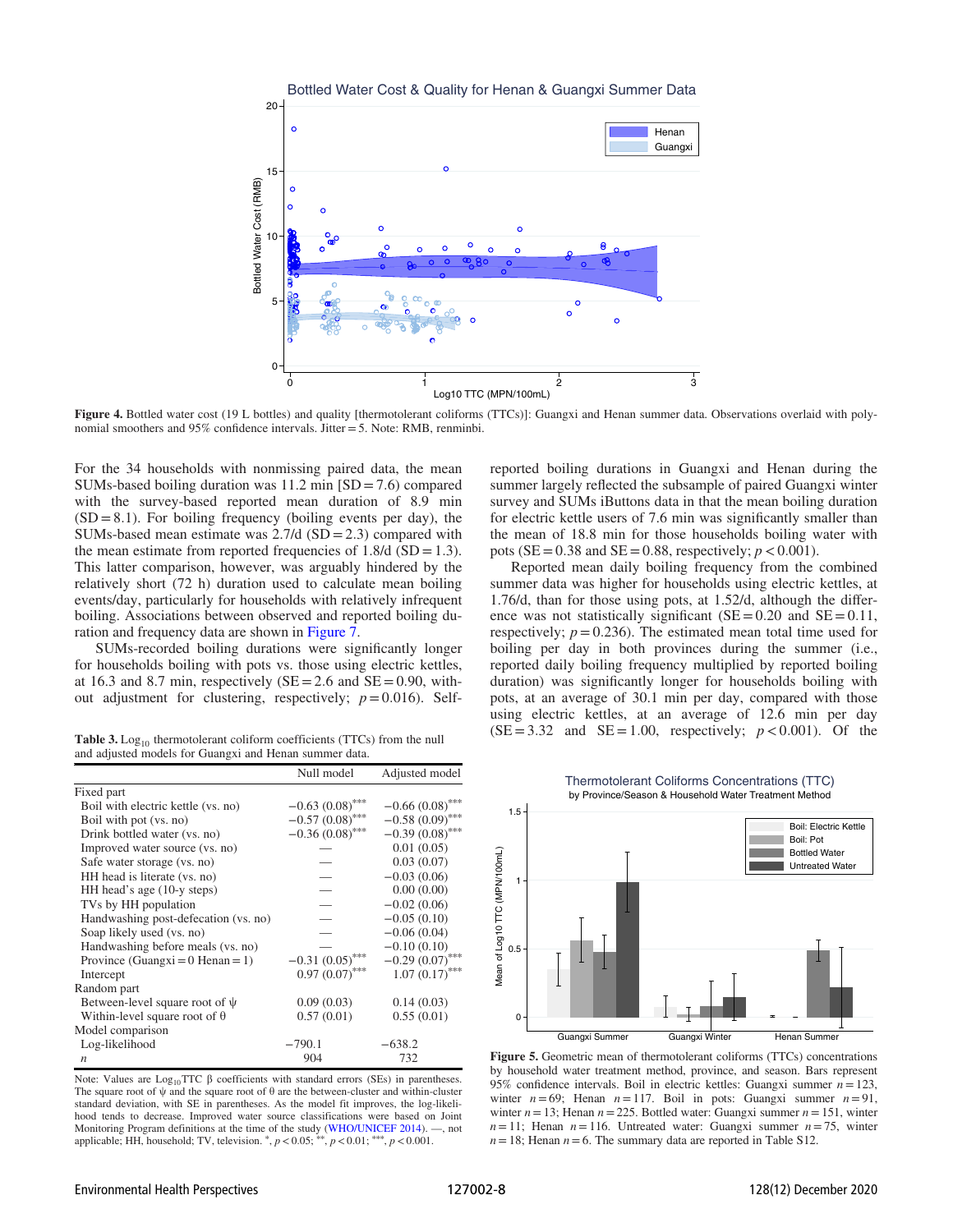**Figure 4.** Bottled water cost (19 L bottles) and quality [thermotolerant coliforms (TTCs)]: Guangxi and Henan summer data. Observations overlaid with polynomial smoothers and 95% confidence intervals. Jitter = 5. Note: RMB, renminbi.

For the 34 households with nonmissing paired data, the mean SUMs-based boiling duration was 11.2 min [SD = 7.6) compared with the survey-based reported mean duration of 8.9 min (SD = 8.1). For boiling frequency (boiling events per day), the SUMs-based mean estimate was 2.7/d (SD = 2.3) compared with the mean estimate from reported frequencies of 1.8/d (SD = 1.3). This latter comparison, however, was arguably hindered by the relatively short (72 h) duration used to calculate mean boiling events/day, particularly for households with relatively infrequent boiling. Associations between observed and reported boiling duration and frequency data are shown in Figure 7.

SUMs-recorded boiling durations were significantly longer for households boiling with pots vs. those using electric kettles, at 16.3 and 8.7 min, respectively (SE = 2.6 and SE = 0.90, without adjustment for clustering, respectively; $p = 0.016$). Self-reported boiling durations in Guangxi and Henan during the summer largely reflected the subsample of paired Guangxi winter survey and SUMs iButtons data in that the mean boiling duration for electric kettle users of 7.6 min was significantly smaller than the mean of 18.8 min for those households boiling water with pots (SE = 0.38 and SE = 0.88, respectively; $p < 0.001$).

Reported mean daily boiling frequency from the combined summer data was higher for households using electric kettles, at 1.76/d, than for those using pots, at 1.52/d, although the difference was not statistically significant (SE = 0.20 and SE = 0.11, respectively; $p = 0.236$). The estimated mean total time used for boiling per day in both provinces during the summer (i.e., reported daily boiling frequency multiplied by reported boiling duration) was significantly longer for households boiling with pots, at an average of 30.1 min per day, compared with those using electric kettles, at an average of 12.6 min per day (SE = 3.32 and SE = 1.00, respectively; $p < 0.001$). Of the

**Table 3.** $Log_{10}$ thermotolerant coliform coefficients (TTCs) from the null and adjusted models for Guangxi and Henan summer data.

| | Null model | Adjusted model |
|---|---|---|
| Fixed part | | |
| Boil with electric kettle (vs. no) | −0.63 (0.08)*** | −0.66 (0.08)*** |
| Boil with pot (vs. no) | −0.57 (0.08)*** | −0.58 (0.09)*** |
| Drink bottled water (vs. no) | −0.36 (0.08)*** | −0.39 (0.08)*** |
| Improved water source (vs. no) | — | 0.01 (0.05) |
| Safe water storage (vs. no) | — | 0.03 (0.07) |
| HH head is literate (vs. no) | — | −0.03 (0.06) |
| HH head's age (10-y steps) | — | 0.00 (0.00) |
| TVs by HH population | — | −0.02 (0.06) |
| Handwashing post-defecation (vs. no) | — | −0.05 (0.10) |
| Soap likely used (vs. no) | — | −0.06 (0.04) |
| Handwashing before meals (vs. no) | — | −0.10 (0.10) |
| Province (Guangxi = 0 Henan = 1) | −0.31 (0.05)*** | −0.29 (0.07)*** |
| Intercept | 0.97 (0.07)*** | 1.07 (0.17)*** |
| Random part | | |
| Between-level square root of $\psi$ | 0.09 (0.03) | 0.14 (0.03) |
| Within-level square root of $\theta$ | 0.57 (0.01) | 0.55 (0.01) |
| Model comparison | | |
| Log-likelihood | −790.1 | −638.2 |
| *n* | 904 | 732 |

Note: Values are $Log_{10}$TTC $\beta$ coefficients with standard errors (SEs) in parentheses. The square root of $\psi$ and the square root of $\theta$ are the between-cluster and within-cluster standard deviation, with SE in parentheses. As the model fit improves, the log-likelihood tends to decrease. Improved water source classifications were based on Joint Monitoring Program definitions at the time of the study (WHO/UNICEF 2014). —, not applicable; HH, household; TV, television. *, $p < 0.05$; **, $p < 0.01$; ***, $p < 0.001$.

**Figure 5.** Geometric mean of thermotolerant coliforms (TTCs) concentrations by household water treatment method, province, and season. Bars represent 95% confidence intervals. Boil in electric kettles: Guangxi summer $n = 123$, winter $n = 69$; Henan $n = 117$. Boil in pots: Guangxi summer $n = 91$, winter $n = 13$; Henan $n = 225$. Bottled water: Guangxi summer $n = 151$, winter $n = 11$; Henan $n = 116$. Untreated water: Guangxi summer $n = 75$, winter $n = 18$; Henan $n = 6$. The summary data are reported in Table S12.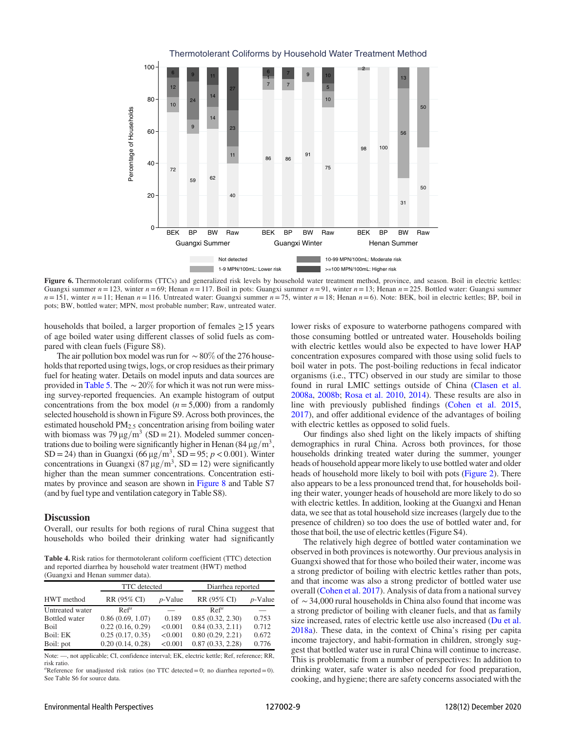**Figure 6.** Thermotolerant coliforms (TTCs) and generalized risk levels by household water treatment method, province, and season. Boil in electric kettles: Guangxi summer $n = 123$, winter $n = 69$; Henan $n = 117$. Boil in pots: Guangxi summer $n = 91$, winter $n = 13$; Henan $n = 225$. Bottled water: Guangxi summer $n = 151$, winter $n = 11$; Henan $n = 116$. Untreated water: Guangxi summer $n = 75$, winter $n = 18$; Henan $n = 6$). Note: BEK, boil in electric kettles; BP, boil in pots; BW, bottled water; MPN, most probable number; Raw, untreated water.

households that boiled, a larger proportion of females ≥15 years of age boiled water using different classes of solid fuels as compared with clean fuels (Figure S8).

The air pollution box model was run for ∼80% of the 276 households that reported using twigs, logs, or crop residues as their primary fuel for heating water. Details on model inputs and data sources are provided in Table 5. The ∼20% for which it was not run were missing survey-reported frequencies. An example histogram of output concentrations from the box model ($n = 5{,}000$) from a randomly selected household is shown in Figure S9. Across both provinces, the estimated household $PM_{2.5}$ concentration arising from boiling water with biomass was $79\ \mu g/m^3$ (SD = 21). Modeled summer concentrations due to boiling were significantly higher in Henan ($84\ \mu g/m^3$, SD = 24) than in Guangxi ($66\ \mu g/m^3$, SD = 95; $p < 0.001$). Winter concentrations in Guangxi ($87\ \mu g/m^3$, SD = 12) were significantly higher than the mean summer concentrations. Concentration estimates by province and season are shown in Figure 8 and Table S7 (and by fuel type and ventilation category in Table S8).

## Discussion

Overall, our results for both regions of rural China suggest that households who boiled their drinking water had significantly lower risks of exposure to waterborne pathogens compared with those consuming bottled or untreated water. Households boiling with electric kettles would also be expected to have lower HAP concentration exposures compared with those using solid fuels to boil water in pots. The post-boiling reductions in fecal indicator organisms (i.e., TTC) observed in our study are similar to those found in rural LMIC settings outside of China (Clasen et al. 2008a, 2008b; Rosa et al. 2010, 2014). These results are also in line with previously published findings (Cohen et al. 2015, 2017), and offer additional evidence of the advantages of boiling with electric kettles as opposed to solid fuels.

Our findings also shed light on the likely impacts of shifting demographics in rural China. Across both provinces, for those households drinking treated water during the summer, younger heads of household appear more likely to use bottled water and older heads of household more likely to boil with pots (Figure 2). There also appears to be a less pronounced trend that, for households boiling their water, younger heads of household are more likely to do so with electric kettles. In addition, looking at the Guangxi and Henan data, we see that as total household size increases (largely due to the presence of children) so too does the use of bottled water and, for those that boil, the use of electric kettles (Figure S4).

The relatively high degree of bottled water contamination we observed in both provinces is noteworthy. Our previous analysis in Guangxi showed that for those who boiled their water, income was a strong predictor of boiling with electric kettles rather than pots, and that income was also a strong predictor of bottled water use overall (Cohen et al. 2017). Analysis of data from a national survey of ∼34,000 rural households in China also found that income was a strong predictor of boiling with cleaner fuels, and that as family size increased, rates of electric kettle use also increased (Du et al. 2018a). These data, in the context of China's rising per capita income trajectory, and habit-formation in children, strongly suggest that bottled water use in rural China will continue to increase. This is problematic from a number of perspectives: In addition to drinking water, safe water is also needed for food preparation, cooking, and hygiene; there are safety concerns associated with the

**Table 4.** Risk ratios for thermotolerant coliform coefficient (TTC) detection and reported diarrhea by household water treatment (HWT) method (Guangxi and Henan summer data).

| | TTC detected | | Diarrhea reported | |
|---|---|---|---|---|
| HWT method | RR (95% CI) | *p*-Value | RR (95% CI) | *p*-Value |
| Untreated water | Ref[a] | — | Ref[a] | — |
| Bottled water | 0.86 (0.69, 1.07) | 0.189 | 0.85 (0.32, 2.30) | 0.753 |
| Boil | 0.22 (0.16, 0.29) | <0.001 | 0.84 (0.33, 2.11) | 0.712 |
| Boil: EK | 0.25 (0.17, 0.35) | <0.001 | 0.80 (0.29, 2.21) | 0.672 |
| Boil: pot | 0.20 (0.14, 0.28) | <0.001 | 0.87 (0.33, 2.28) | 0.776 |

Note: —, not applicable; CI, confidence interval; EK, electric kettle; Ref, reference; RR, risk ratio.

[a]Reference for unadjusted risk ratios (no TTC detected = 0; no diarrhea reported = 0). See Table S6 for source data.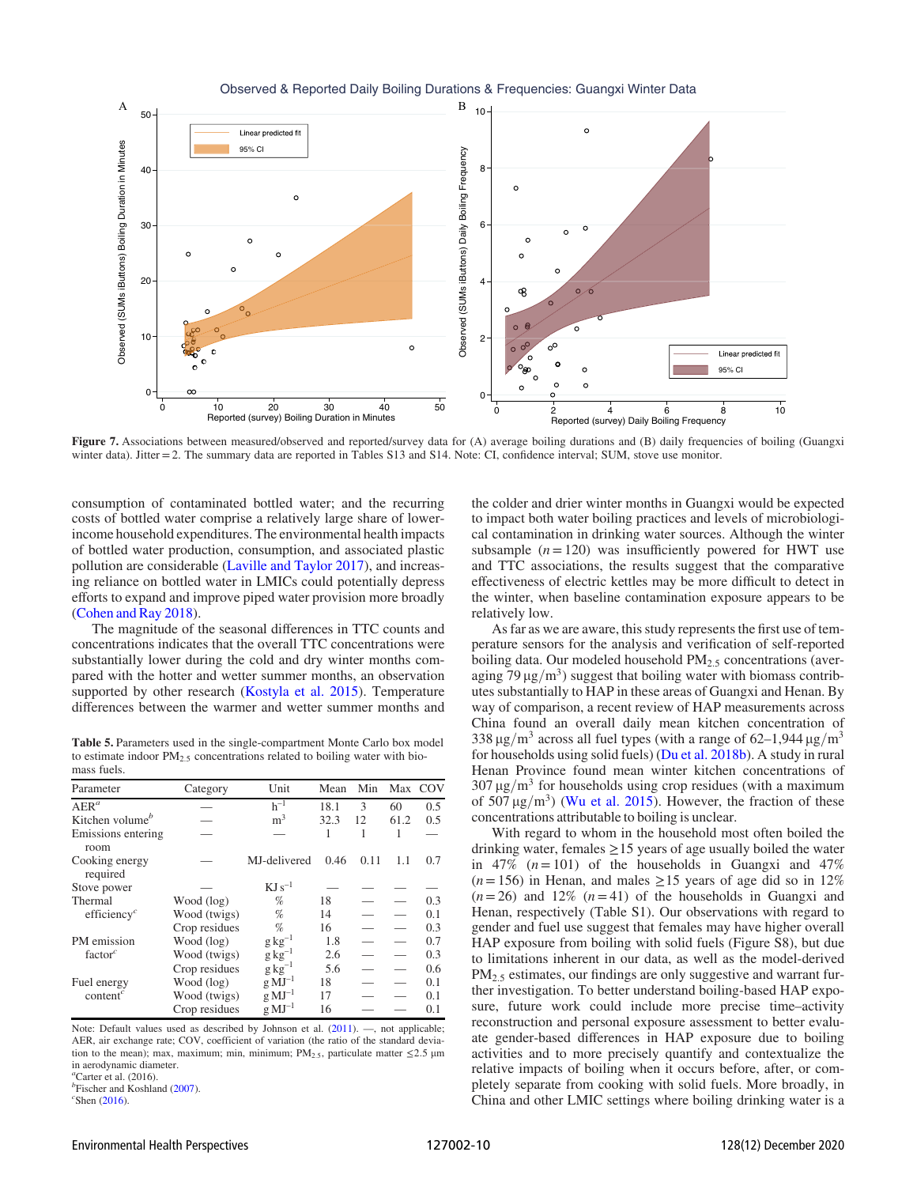**Figure 7.** Associations between measured/observed and reported/survey data for (A) average boiling durations and (B) daily frequencies of boiling (Guangxi winter data). Jitter = 2. The summary data are reported in Tables S13 and S14. Note: CI, confidence interval; SUM, stove use monitor.

consumption of contaminated bottled water; and the recurring costs of bottled water comprise a relatively large share of lower-income household expenditures. The environmental health impacts of bottled water production, consumption, and associated plastic pollution are considerable (Laville and Taylor 2017), and increasing reliance on bottled water in LMICs could potentially depress efforts to expand and improve piped water provision more broadly (Cohen and Ray 2018).

The magnitude of the seasonal differences in TTC counts and concentrations indicates that the overall TTC concentrations were substantially lower during the cold and dry winter months compared with the hotter and wetter summer months, an observation supported by other research (Kostyla et al. 2015). Temperature differences between the warmer and wetter summer months and the colder and drier winter months in Guangxi would be expected to impact both water boiling practices and levels of microbiological contamination in drinking water sources. Although the winter subsample ($n = 120$) was insufficiently powered for HWT use and TTC associations, the results suggest that the comparative effectiveness of electric kettles may be more difficult to detect in the winter, when baseline contamination exposure appears to be relatively low.

As far as we are aware, this study represents the first use of temperature sensors for the analysis and verification of self-reported boiling data. Our modeled household $PM_{2.5}$ concentrations (averaging 79 $\mu g/m^3$) suggest that boiling water with biomass contributes substantially to HAP in these areas of Guangxi and Henan. By way of comparison, a recent review of HAP measurements across China found an overall daily mean kitchen concentration of 338 $\mu g/m^3$ across all fuel types (with a range of 62–1,944 $\mu g/m^3$ for households using solid fuels) (Du et al. 2018b). A study in rural Henan Province found mean winter kitchen concentrations of 307 $\mu g/m^3$ for households using crop residues (with a maximum of 507 $\mu g/m^3$) (Wu et al. 2015). However, the fraction of these concentrations attributable to boiling is unclear.

With regard to whom in the household most often boiled the drinking water, females $\geq$15 years of age usually boiled the water in 47% ($n = 101$) of the households in Guangxi and 47% ($n = 156$) in Henan, and males $\geq$15 years of age did so in 12% ($n = 26$) and 12% ($n = 41$) of the households in Guangxi and Henan, respectively (Table S1). Our observations with regard to gender and fuel use suggest that females may have higher overall HAP exposure from boiling with solid fuels (Figure S8), but due to limitations inherent in our data, as well as the model-derived $PM_{2.5}$ estimates, our findings are only suggestive and warrant further investigation. To better understand boiling-based HAP exposure, future work could include more precise time–activity reconstruction and personal exposure assessment to better evaluate gender-based differences in HAP exposure due to boiling activities and to more precisely quantify and contextualize the relative impacts of boiling when it occurs before, after, or completely separate from cooking with solid fuels. More broadly, in China and other LMIC settings where boiling drinking water is a

**Table 5.** Parameters used in the single-compartment Monte Carlo box model to estimate indoor $PM_{2.5}$ concentrations related to boiling water with biomass fuels.

| Parameter | Category | Unit | Mean | Min | Max | COV |
|---|---|---|---|---|---|---|
| AER[a] | — | $h^{-1}$ | 18.1 | 3 | 60 | 0.5 |
| Kitchen volume[b] | — | $m^3$ | 32.3 | 12 | 61.2 | 0.5 |
| Emissions entering room | — | — | 1 | 1 | 1 | — |
| Cooking energy required | — | MJ-delivered | 0.46 | 0.11 | 1.1 | 0.7 |
| Stove power | — | $KJ\,s^{-1}$ | — | — | — | — |
| Thermal efficiency[c] | Wood (log) | % | 18 | — | — | 0.3 |
| | Wood (twigs) | % | 14 | — | — | 0.1 |
| | Crop residues | % | 16 | — | — | 0.3 |
| PM emission factor[c] | Wood (log) | $g\,kg^{-1}$ | 1.8 | — | — | 0.7 |
| | Wood (twigs) | $g\,kg^{-1}$ | 2.6 | — | — | 0.3 |
| | Crop residues | $g\,kg^{-1}$ | 5.6 | — | — | 0.6 |
| Fuel energy content[c] | Wood (log) | $g\,MJ^{-1}$ | 18 | — | — | 0.1 |
| | Wood (twigs) | $g\,MJ^{-1}$ | 17 | — | — | 0.1 |
| | Crop residues | $g\,MJ^{-1}$ | 16 | — | — | 0.1 |

Note: Default values used as described by Johnson et al. (2011). —, not applicable; AER, air exchange rate; COV, coefficient of variation (the ratio of the standard deviation to the mean); max, maximum; min, minimum; $PM_{2.5}$, particulate matter $\leq$2.5 μm in aerodynamic diameter.

[a]Carter et al. (2016).

[b]Fischer and Koshland (2007).

[c]Shen (2016).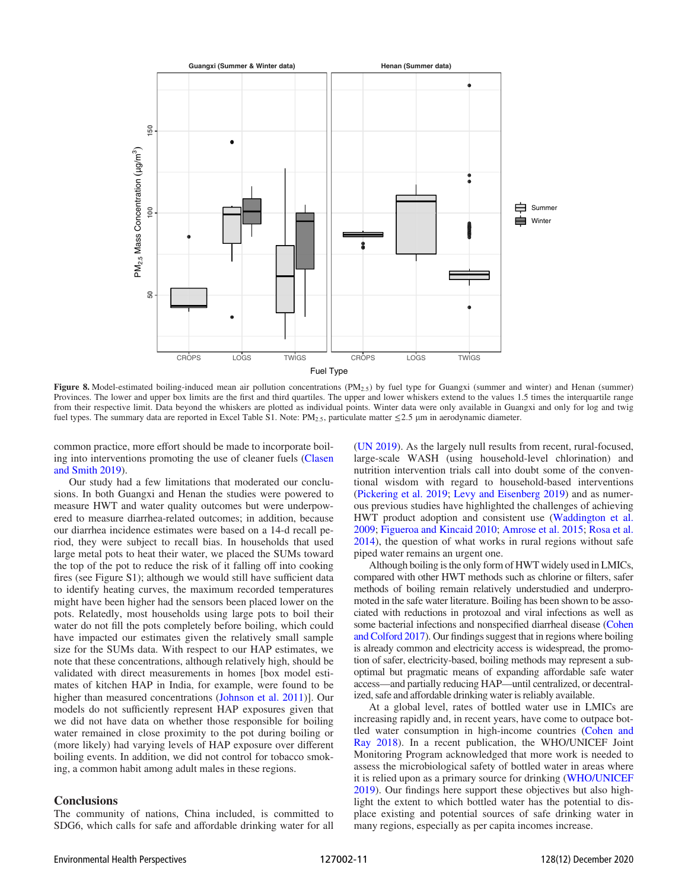Figure 8. Model-estimated boiling-induced mean air pollution concentrations ($PM_{2.5}$) by fuel type for Guangxi (summer and winter) and Henan (summer) Provinces. The lower and upper box limits are the first and third quartiles. The upper and lower whiskers extend to the values 1.5 times the interquartile range from their respective limit. Data beyond the whiskers are plotted as individual points. Winter data were only available in Guangxi and only for log and twig fuel types. The summary data are reported in Excel Table S1. Note: $PM_{2.5}$, particulate matter $\leq 2.5$ μm in aerodynamic diameter.

common practice, more effort should be made to incorporate boiling into interventions promoting the use of cleaner fuels (Clasen and Smith 2019).

Our study had a few limitations that moderated our conclusions. In both Guangxi and Henan the studies were powered to measure HWT and water quality outcomes but were underpowered to measure diarrhea-related outcomes; in addition, because our diarrhea incidence estimates were based on a 14-d recall period, they were subject to recall bias. In households that used large metal pots to heat their water, we placed the SUMs toward the top of the pot to reduce the risk of it falling off into cooking fires (see Figure S1); although we would still have sufficient data to identify heating curves, the maximum recorded temperatures might have been higher had the sensors been placed lower on the pots. Relatedly, most households using large pots to boil their water do not fill the pots completely before boiling, which could have impacted our estimates given the relatively small sample size for the SUMs data. With respect to our HAP estimates, we note that these concentrations, although relatively high, should be validated with direct measurements in homes [box model estimates of kitchen HAP in India, for example, were found to be higher than measured concentrations (Johnson et al. 2011)]. Our models do not sufficiently represent HAP exposures given that we did not have data on whether those responsible for boiling water remained in close proximity to the pot during boiling or (more likely) had varying levels of HAP exposure over different boiling events. In addition, we did not control for tobacco smoking, a common habit among adult males in these regions.

## Conclusions

The community of nations, China included, is committed to SDG6, which calls for safe and affordable drinking water for all (UN 2019). As the largely null results from recent, rural-focused, large-scale WASH (using household-level chlorination) and nutrition intervention trials call into doubt some of the conventional wisdom with regard to household-based interventions (Pickering et al. 2019; Levy and Eisenberg 2019) and as numerous previous studies have highlighted the challenges of achieving HWT product adoption and consistent use (Waddington et al. 2009; Figueroa and Kincaid 2010; Amrose et al. 2015; Rosa et al. 2014), the question of what works in rural regions without safe piped water remains an urgent one.

Although boiling is the only form of HWT widely used in LMICs, compared with other HWT methods such as chlorine or filters, safer methods of boiling remain relatively understudied and underpromoted in the safe water literature. Boiling has been shown to be associated with reductions in protozoal and viral infections as well as some bacterial infections and nonspecified diarrheal disease (Cohen and Colford 2017). Our findings suggest that in regions where boiling is already common and electricity access is widespread, the promotion of safer, electricity-based, boiling methods may represent a suboptimal but pragmatic means of expanding affordable safe water access—and partially reducing HAP—until centralized, or decentralized, safe and affordable drinking water is reliably available.

At a global level, rates of bottled water use in LMICs are increasing rapidly and, in recent years, have come to outpace bottled water consumption in high-income countries (Cohen and Ray 2018). In a recent publication, the WHO/UNICEF Joint Monitoring Program acknowledged that more work is needed to assess the microbiological safety of bottled water in areas where it is relied upon as a primary source for drinking (WHO/UNICEF 2019). Our findings here support these objectives but also highlight the extent to which bottled water has the potential to displace existing and potential sources of safe drinking water in many regions, especially as per capita incomes increase.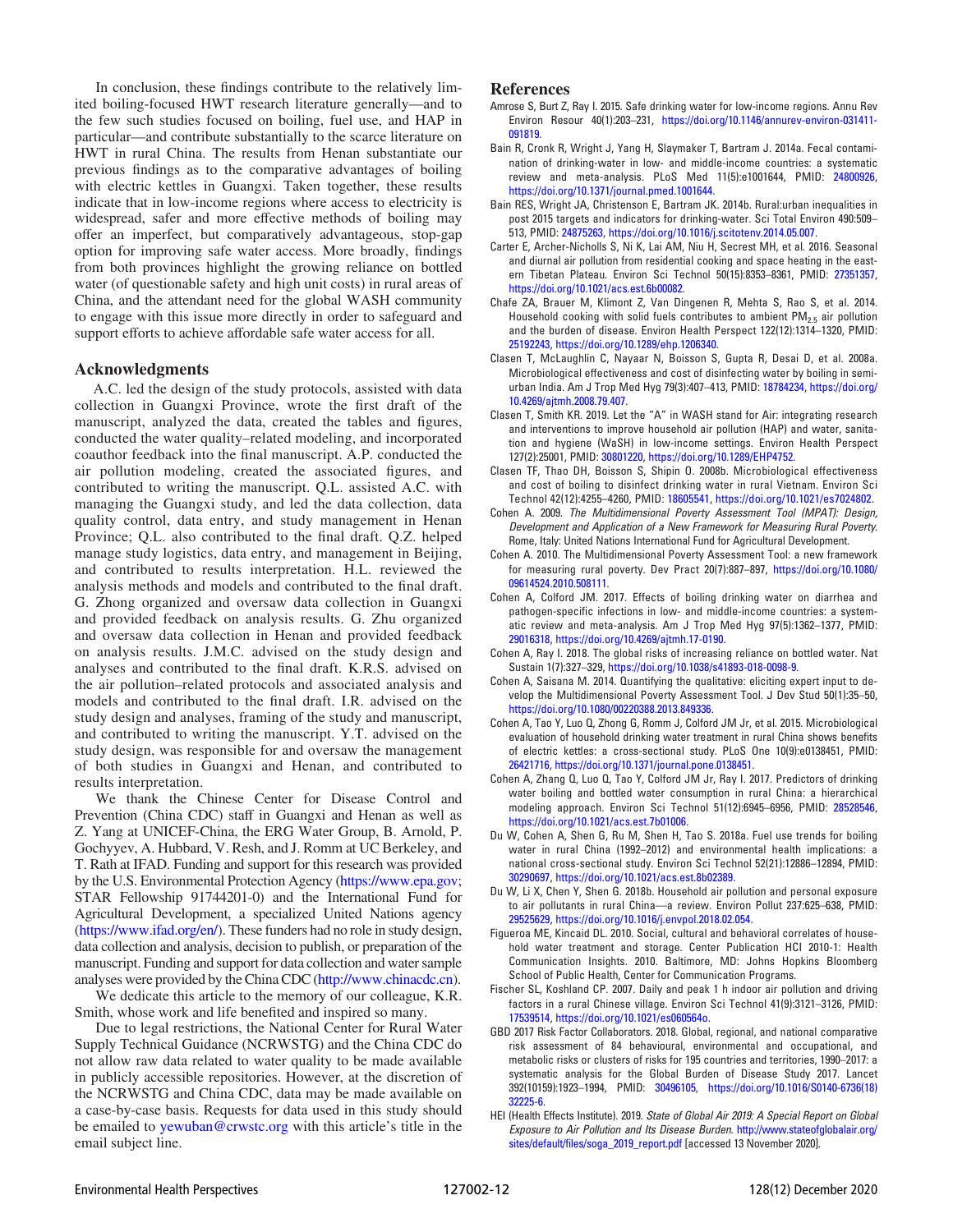In conclusion, these findings contribute to the relatively limited boiling-focused HWT research literature generally—and to the few such studies focused on boiling, fuel use, and HAP in particular—and contribute substantially to the scarce literature on HWT in rural China. The results from Henan substantiate our previous findings as to the comparative advantages of boiling with electric kettles in Guangxi. Taken together, these results indicate that in low-income regions where access to electricity is widespread, safer and more effective methods of boiling may offer an imperfect, but comparatively advantageous, stop-gap option for improving safe water access. More broadly, findings from both provinces highlight the growing reliance on bottled water (of questionable safety and high unit costs) in rural areas of China, and the attendant need for the global WASH community to engage with this issue more directly in order to safeguard and support efforts to achieve affordable safe water access for all.

## Acknowledgments

A.C. led the design of the study protocols, assisted with data collection in Guangxi Province, wrote the first draft of the manuscript, analyzed the data, created the tables and figures, conducted the water quality–related modeling, and incorporated coauthor feedback into the final manuscript. A.P. conducted the air pollution modeling, created the associated figures, and contributed to writing the manuscript. Q.L. assisted A.C. with managing the Guangxi study, and led the data collection, data quality control, data entry, and study management in Henan Province; Q.L. also contributed to the final draft. Q.Z. helped manage study logistics, data entry, and management in Beijing, and contributed to results interpretation. H.L. reviewed the analysis methods and models and contributed to the final draft. G. Zhong organized and oversaw data collection in Guangxi and provided feedback on analysis results. G. Zhu organized and oversaw data collection in Henan and provided feedback on analysis results. J.M.C. advised on the study design and analyses and contributed to the final draft. K.R.S. advised on the air pollution–related protocols and associated analysis and models and contributed to the final draft. I.R. advised on the study design and analyses, framing of the study and manuscript, and contributed to writing the manuscript. Y.T. advised on the study design, was responsible for and oversaw the management of both studies in Guangxi and Henan, and contributed to results interpretation.

We thank the Chinese Center for Disease Control and Prevention (China CDC) staff in Guangxi and Henan as well as Z. Yang at UNICEF-China, the ERG Water Group, B. Arnold, P. Gochyyev, A. Hubbard, V. Resh, and J. Romm at UC Berkeley, and T. Rath at IFAD. Funding and support for this research was provided by the U.S. Environmental Protection Agency (https://www.epa.gov; STAR Fellowship 91744201-0) and the International Fund for Agricultural Development, a specialized United Nations agency (https://www.ifad.org/en/). These funders had no role in study design, data collection and analysis, decision to publish, or preparation of the manuscript. Funding and support for data collection and water sample analyses were provided by the China CDC (http://www.chinacdc.cn).

We dedicate this article to the memory of our colleague, K.R. Smith, whose work and life benefited and inspired so many.

Due to legal restrictions, the National Center for Rural Water Supply Technical Guidance (NCRWSTG) and the China CDC do not allow raw data related to water quality to be made available in publicly accessible repositories. However, at the discretion of the NCRWSTG and China CDC, data may be made available on a case-by-case basis. Requests for data used in this study should be emailed to yewuban@crwstc.org with this article's title in the email subject line.

## References

Amrose S, Burt Z, Ray I. 2015. Safe drinking water for low-income regions. Annu Rev Environ Resour 40(1):203–231, https://doi.org/10.1146/annurev-environ-031411-091819.

Bain R, Cronk R, Wright J, Yang H, Slaymaker T, Bartram J. 2014a. Fecal contamination of drinking-water in low- and middle-income countries: a systematic review and meta-analysis. PLoS Med 11(5):e1001644, PMID: 24800926, https://doi.org/10.1371/journal.pmed.1001644.

Bain RES, Wright JA, Christenson E, Bartram JK. 2014b. Rural:urban inequalities in post 2015 targets and indicators for drinking-water. Sci Total Environ 490:509–513, PMID: 24875263, https://doi.org/10.1016/j.scitotenv.2014.05.007.

Carter E, Archer-Nicholls S, Ni K, Lai AM, Niu H, Secrest MH, et al. 2016. Seasonal and diurnal air pollution from residential cooking and space heating in the eastern Tibetan Plateau. Environ Sci Technol 50(15):8353–8361, PMID: 27351357, https://doi.org/10.1021/acs.est.6b00082.

Chafe ZA, Brauer M, Klimont Z, Van Dingenen R, Mehta S, Rao S, et al. 2014. Household cooking with solid fuels contributes to ambient $PM_{2.5}$ air pollution and the burden of disease. Environ Health Perspect 122(12):1314–1320, PMID: 25192243, https://doi.org/10.1289/ehp.1206340.

Clasen T, McLaughlin C, Nayaar N, Boisson S, Gupta R, Desai D, et al. 2008a. Microbiological effectiveness and cost of disinfecting water by boiling in semi-urban India. Am J Trop Med Hyg 79(3):407–413, PMID: 18784234, https://doi.org/10.4269/ajtmh.2008.79.407.

Clasen T, Smith KR. 2019. Let the "A" in WASH stand for Air: integrating research and interventions to improve household air pollution (HAP) and water, sanitation and hygiene (WaSH) in low-income settings. Environ Health Perspect 127(2):25001, PMID: 30801220, https://doi.org/10.1289/EHP4752.

Clasen TF, Thao DH, Boisson S, Shipin O. 2008b. Microbiological effectiveness and cost of boiling to disinfect drinking water in rural Vietnam. Environ Sci Technol 42(12):4255–4260, PMID: 18605541, https://doi.org/10.1021/es7024802.

Cohen A. 2009. *The Multidimensional Poverty Assessment Tool (MPAT): Design, Development and Application of a New Framework for Measuring Rural Poverty.* Rome, Italy: United Nations International Fund for Agricultural Development.

Cohen A. 2010. The Multidimensional Poverty Assessment Tool: a new framework for measuring rural poverty. Dev Pract 20(7):887–897, https://doi.org/10.1080/09614524.2010.508111.

Cohen A, Colford JM. 2017. Effects of boiling drinking water on diarrhea and pathogen-specific infections in low- and middle-income countries: a systematic review and meta-analysis. Am J Trop Med Hyg 97(5):1362–1377, PMID: 29016318, https://doi.org/10.4269/ajtmh.17-0190.

Cohen A, Ray I. 2018. The global risks of increasing reliance on bottled water. Nat Sustain 1(7):327–329, https://doi.org/10.1038/s41893-018-0098-9.

Cohen A, Saisana M. 2014. Quantifying the qualitative: eliciting expert input to develop the Multidimensional Poverty Assessment Tool. J Dev Stud 50(1):35–50, https://doi.org/10.1080/00220388.2013.849336.

Cohen A, Tao Y, Luo Q, Zhong G, Romm J, Colford JM Jr, et al. 2015. Microbiological evaluation of household drinking water treatment in rural China shows benefits of electric kettles: a cross-sectional study. PLoS One 10(9):e0138451, PMID: 26421716, https://doi.org/10.1371/journal.pone.0138451.

Cohen A, Zhang Q, Luo Q, Tao Y, Colford JM Jr, Ray I. 2017. Predictors of drinking water boiling and bottled water consumption in rural China: a hierarchical modeling approach. Environ Sci Technol 51(12):6945–6956, PMID: 28528546, https://doi.org/10.1021/acs.est.7b01006.

Du W, Cohen A, Shen G, Ru M, Shen H, Tao S. 2018a. Fuel use trends for boiling water in rural China (1992–2012) and environmental health implications: a national cross-sectional study. Environ Sci Technol 52(21):12886–12894, PMID: 30290697, https://doi.org/10.1021/acs.est.8b02389.

Du W, Li X, Chen Y, Shen G. 2018b. Household air pollution and personal exposure to air pollutants in rural China—a review. Environ Pollut 237:625–638, PMID: 29525629, https://doi.org/10.1016/j.envpol.2018.02.054.

Figueroa ME, Kincaid DL. 2010. Social, cultural and behavioral correlates of household water treatment and storage. Center Publication HCI 2010-1: Health Communication Insights. 2010. Baltimore, MD: Johns Hopkins Bloomberg School of Public Health, Center for Communication Programs.

Fischer SL, Koshland CP. 2007. Daily and peak 1 h indoor air pollution and driving factors in a rural Chinese village. Environ Sci Technol 41(9):3121–3126, PMID: 17539514, https://doi.org/10.1021/es060564o.

GBD 2017 Risk Factor Collaborators. 2018. Global, regional, and national comparative risk assessment of 84 behavioural, environmental and occupational, and metabolic risks or clusters of risks for 195 countries and territories, 1990–2017: a systematic analysis for the Global Burden of Disease Study 2017. Lancet 392(10159):1923–1994, PMID: 30496105, https://doi.org/10.1016/S0140-6736(18)32225-6.

HEI (Health Effects Institute). 2019. *State of Global Air 2019: A Special Report on Global Exposure to Air Pollution and Its Disease Burden.* http://www.stateofglobalair.org/sites/default/files/soga_2019_report.pdf [accessed 13 November 2020].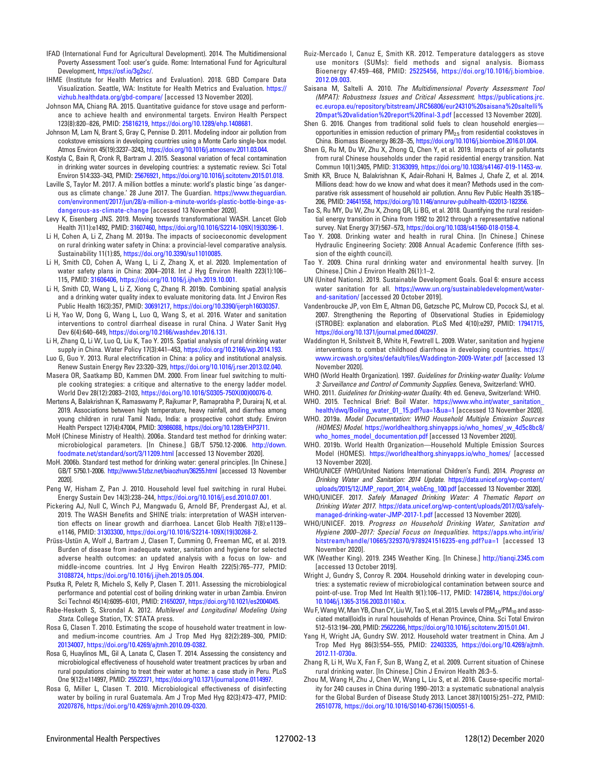IFAD (International Fund for Agricultural Development). 2014. The Multidimensional Poverty Assessment Tool: user's guide. Rome: International Fund for Agricultural Development, https://osf.io/3g2sc/.

IHME (Institute for Health Metrics and Evaluation). 2018. GBD Compare Data Visualization. Seattle, WA: Institute for Health Metrics and Evaluation. https://vizhub.healthdata.org/gbd-compare/ [accessed 13 November 2020].

Johnson MA, Chiang RA. 2015. Quantitative guidance for stove usage and performance to achieve health and environmental targets. Environ Health Perspect 123(8):820–826, PMID: 25816219, https://doi.org/10.1289/ehp.1408681.

Johnson M, Lam N, Brant S, Gray C, Pennise D. 2011. Modeling indoor air pollution from cookstove emissions in developing countries using a Monte Carlo single-box model. Atmos Environ 45(19):3237–3243, https://doi.org/10.1016/j.atmosenv.2011.03.044.

Kostyla C, Bain R, Cronk R, Bartram J. 2015. Seasonal variation of fecal contamination in drinking water sources in developing countries: a systematic review. Sci Total Environ 514:333–343, PMID: 25676921, https://doi.org/10.1016/j.scitotenv.2015.01.018.

Laville S, Taylor M. 2017. A million bottles a minute: world's plastic binge 'as dangerous as climate change.' 28 June 2017. The Guardian. https://www.theguardian.com/environment/2017/jun/28/a-million-a-minute-worlds-plastic-bottle-binge-as-dangerous-as-climate-change [accessed 13 November 2020].

Levy K, Eisenberg JNS. 2019. Moving towards transformational WASH. Lancet Glob Health 7(11):e1492, PMID: 31607460, https://doi.org/10.1016/S2214-109X(19)30396-1.

Li H, Cohen A, Li Z, Zhang M. 2019a. The impacts of socioeconomic development on rural drinking water safety in China: a provincial-level comparative analysis. Sustainability 11(1):85, https://doi.org/10.3390/su11010085.

Li H, Smith CD, Cohen A, Wang L, Li Z, Zhang X, et al. 2020. Implementation of water safety plans in China: 2004–2018. Int J Hyg Environ Health 223(1):106–115, PMID: 31606406, https://doi.org/10.1016/j.ijheh.2019.10.001.

Li H, Smith CD, Wang L, Li Z, Xiong C, Zhang R. 2019b. Combining spatial analysis and a drinking water quality index to evaluate monitoring data. Int J Environ Res Public Health 16(3):357, PMID: 30691217, https://doi.org/10.3390/ijerph16030357.

Li H, Yao W, Dong G, Wang L, Luo Q, Wang S, et al. 2016. Water and sanitation interventions to control diarrheal disease in rural China. J Water Sanit Hyg Dev 6(4):640–649, https://doi.org/10.2166/washdev.2016.131.

Li H, Zhang Q, Li W, Luo Q, Liu K, Tao Y. 2015. Spatial analysis of rural drinking water supply in China. Water Policy 17(3):441–453, https://doi.org/10.2166/wp.2014.193.

Luo G, Guo Y. 2013. Rural electrification in China: a policy and institutional analysis. Renew Sustain Energy Rev 23:320–329, https://doi.org/10.1016/j.rser.2013.02.040.

Masera OR, Saatkamp BD, Kammen DM. 2000. From linear fuel switching to multiple cooking strategies: a critique and alternative to the energy ladder model. World Dev 28(12):2083–2103, https://doi.org/10.1016/S0305-750X(00)00076-0.

Mertens A, Balakrishnan K, Ramaswamy P, Rajkumar P, Ramaprabha P, Durairaj N, et al. 2019. Associations between high temperature, heavy rainfall, and diarrhea among young children in rural Tamil Nadu, India: a prospective cohort study. Environ Health Perspect 127(4):47004, PMID: 30986088, https://doi.org/10.1289/EHP3711.

MoH (Chinese Ministry of Health). 2006a. Standard test method for drinking water: microbiological parameters. [In Chinese.] GB/T 5750.12-2006. http://down.foodmate.net/standard/sort/3/11209.html [accessed 13 November 2020].

MoH. 2006b. Standard test method for drinking water: general principles. [In Chinese.] GB/T 5750.1-2006. http://www.51zbz.net/biaozhun/36255.html [accessed 13 November 2020].

Peng W, Hisham Z, Pan J. 2010. Household level fuel switching in rural Hubei. Energy Sustain Dev 14(3):238–244, https://doi.org/10.1016/j.esd.2010.07.001.

Pickering AJ, Null C, Winch PJ, Mangwadu G, Arnold BF, Prendergast AJ, et al. 2019. The WASH Benefits and SHINE trials: interpretation of WASH intervention effects on linear growth and diarrhoea. Lancet Glob Health 7(8):e1139–e1146, PMID: 31303300, https://doi.org/10.1016/S2214-109X(19)30268-2.

Prüss-Ustün A, Wolf J, Bartram J, Clasen T, Cumming O, Freeman MC, et al. 2019. Burden of disease from inadequate water, sanitation and hygiene for selected adverse health outcomes: an updated analysis with a focus on low- and middle-income countries. Int J Hyg Environ Health 222(5):765–777, PMID: 31088724, https://doi.org/10.1016/j.ijheh.2019.05.004.

Psutka R, Peletz R, Michelo S, Kelly P, Clasen T. 2011. Assessing the microbiological performance and potential cost of boiling drinking water in urban Zambia. Environ Sci Technol 45(14):6095–6101, PMID: 21650207, https://doi.org/10.1021/es2004045.

Rabe-Hesketh S, Skrondal A. 2012. *Multilevel and Longitudinal Modeling Using Stata*. College Station, TX: STATA press.

Rosa G, Clasen T. 2010. Estimating the scope of household water treatment in low- and medium-income countries. Am J Trop Med Hyg 82(2):289–300, PMID: 20134007, https://doi.org/10.4269/ajtmh.2010.09-0382.

Rosa G, Huaylinos ML, Gil A, Lanata C, Clasen T. 2014. Assessing the consistency and microbiological effectiveness of household water treatment practices by urban and rural populations claiming to treat their water at home: a case study in Peru. PLoS One 9(12):e114997, PMID: 25522371, https://doi.org/10.1371/journal.pone.0114997.

Rosa G, Miller L, Clasen T. 2010. Microbiological effectiveness of disinfecting water by boiling in rural Guatemala. Am J Trop Med Hyg 82(3):473–477, PMID: 20207876, https://doi.org/10.4269/ajtmh.2010.09-0320.

Ruiz-Mercado I, Canuz E, Smith KR. 2012. Temperature dataloggers as stove use monitors (SUMs): field methods and signal analysis. Biomass Bioenergy 47:459–468, PMID: 25225456, https://doi.org/10.1016/j.biombioe.2012.09.003.

Saisana M, Saltelli A. 2010. *The Multidimensional Poverty Assessment Tool (MPAT): Robustness Issues and Critical Assessment*. https://publications.jrc.ec.europa.eu/repository/bitstream/JRC56806/eur24310%20saisana%20saltelli%20mpat%20validation%20report%20final-3.pdf [accessed 13 November 2020].

Shen G. 2016. Changes from traditional solid fuels to clean household energies—opportunities in emission reduction of primary $PM_{2.5}$ from residential cookstoves in China. Biomass Bioenergy 86:28–35, https://doi.org/10.1016/j.biombioe.2016.01.004.

Shen G, Ru M, Du W, Zhu X, Zhong Q, Chen Y, et al. 2019. Impacts of air pollutants from rural Chinese households under the rapid residential energy transition. Nat Commun 10(1):3405, PMID: 31363099, https://doi.org/10.1038/s41467-019-11453-w.

Smith KR, Bruce N, Balakrishnan K, Adair-Rohani H, Balmes J, Chafe Z, et al. 2014. Millions dead: how do we know and what does it mean? Methods used in the comparative risk assessment of household air pollution. Annu Rev Public Health 35:185–206, PMID: 24641558, https://doi.org/10.1146/annurev-publhealth-032013-182356.

Tao S, Ru MY, Du W, Zhu X, Zhong QR, Li BG, et al. 2018. Quantifying the rural residential energy transition in China from 1992 to 2012 through a representative national survey. Nat Energy 3(7):567–573, https://doi.org/10.1038/s41560-018-0158-4.

Tao Y. 2008. Drinking water and health in rural China. [In Chinese.] Chinese Hydraulic Engineering Society: 2008 Annual Academic Conference (fifth session of the eighth council).

Tao Y. 2009. China rural drinking water and environmental health survey. [In Chinese.] Chin J Environ Health 26(1):1–2.

UN (United Nations). 2019. Sustainable Development Goals. Goal 6: ensure access water sanitation for all. https://www.un.org/sustainabledevelopment/water-and-sanitation/ [accessed 20 October 2019].

Vandenbroucke JP, von Elm E, Altman DG, Gøtzsche PC, Mulrow CD, Pocock SJ, et al. 2007. Strengthening the Reporting of Observational Studies in Epidemiology (STROBE): explanation and elaboration. PLoS Med 4(10):e297, PMID: 17941715, https://doi.org/10.1371/journal.pmed.0040297.

Waddington H, Snilstveit B, White H, Fewtrell L. 2009. Water, sanitation and hygiene interventions to combat childhood diarrhoea in developing countries. https://www.ircwash.org/sites/default/files/Waddington-2009-Water.pdf [accessed 13 November 2020].

WHO (World Health Organization). 1997. *Guidelines for Drinking-water Quality: Volume 3: Surveillance and Control of Community Supplies*. Geneva, Switzerland: WHO.

WHO. 2011. *Guidelines for Drinking-water Quality*. 4th ed. Geneva, Switzerland: WHO.

WHO. 2015. Technical Brief: Boil Water. https://www.who.int/water_sanitation_health/dwq/Boiling_water_01_15.pdf?ua=1&ua=1 [accessed 13 November 2020].

WHO. 2019a. *Model Documentation: WHO Household Multiple Emission Sources (HOMES) Model*. https://worldhealthorg.shinyapps.io/who_homes/_w_4d5c8bc8/who_homes_model_documentation.pdf [accessed 13 November 2020].

WHO. 2019b. World Health Organization—Household Multiple Emission Sources Model (HOMES). https://worldhealthorg.shinyapps.io/who_homes/ [accessed 13 November 2020].

WHO/UNICEF (WHO/United Nations International Children's Fund). 2014. *Progress on Drinking Water and Sanitation: 2014 Update*. https://data.unicef.org/wp-content/uploads/2015/12/JMP_report_2014_webEng_100.pdf [accessed 13 November 2020].

WHO/UNICEF. 2017. *Safely Managed Drinking Water: A Thematic Report on Drinking Water 2017*. https://data.unicef.org/wp-content/uploads/2017/03/safely-managed-drinking-water-JMP-2017-1.pdf [accessed 13 November 2020].

WHO/UNICEF. 2019. *Progress on Household Drinking Water, Sanitation and Hygiene 2000–2017: Special Focus on Inequalities*. https://apps.who.int/iris/bitstream/handle/10665/329370/9789241516235-eng.pdf?ua=1 [accessed 13 November 2020].

WK (Weather King). 2019. 2345 Weather King. [In Chinese.] http://tianqi.2345.com [accessed 13 October 2019].

Wright J, Gundry S, Conroy R. 2004. Household drinking water in developing countries: a systematic review of microbiological contamination between source and point-of-use. Trop Med Int Health 9(1):106–117, PMID: 14728614, https://doi.org/10.1046/j.1365-3156.2003.01160.x.

Wu F, Wang W, Man YB, Chan CY, Liu W, Tao S, et al. 2015. Levels of $PM_{2.5}$/$PM_{10}$ and associated metal(loid)s in rural households of Henan Province, China. Sci Total Environ 512–513:194–200, PMID: 25622266, https://doi.org/10.1016/j.scitotenv.2015.01.041.

Yang H, Wright JA, Gundry SW. 2012. Household water treatment in China. Am J Trop Med Hyg 86(3):554–555, PMID: 22403335, https://doi.org/10.4269/ajtmh.2012.11-0730a.

Zhang R, Li H, Wu X, Fan F, Sun B, Wang Z, et al. 2009. Current situation of Chinese rural drinking water. [In Chinese.] Chin J Environ Health 26:3–5.

Zhou M, Wang H, Zhu J, Chen W, Wang L, Liu S, et al. 2016. Cause-specific mortality for 240 causes in China during 1990–2013: a systematic subnational analysis for the Global Burden of Disease Study 2013. Lancet 387(10015):251–272, PMID: 26510778, https://doi.org/10.1016/S0140-6736(15)00551-6.